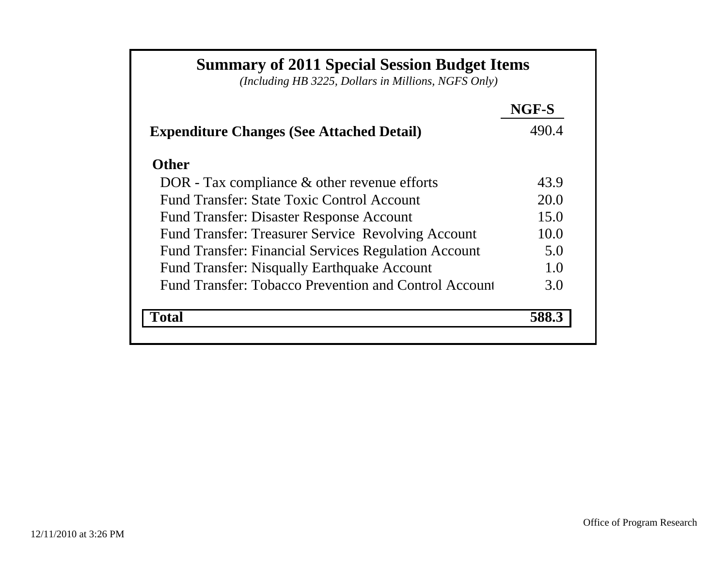# Summary of 2011 Special Session Budget Items

*(Including HB 3225, Dollars in Millions, NGFS Only)*

| | NGF-S |
|---|---|
| **Expenditure Changes (See Attached Detail)** | 490.4 |
| **Other** | |
| DOR - Tax compliance & other revenue efforts | 43.9 |
| Fund Transfer: State Toxic Control Account | 20.0 |
| Fund Transfer: Disaster Response Account | 15.0 |
| Fund Transfer: Treasurer Service Revolving Account | 10.0 |
| Fund Transfer: Financial Services Regulation Account | 5.0 |
| Fund Transfer: Nisqually Earthquake Account | 1.0 |
| Fund Transfer: Tobacco Prevention and Control Account | 3.0 |
| **Total** | **588.3** |

Office of Program Research

12/11/2010 at 3:26 PM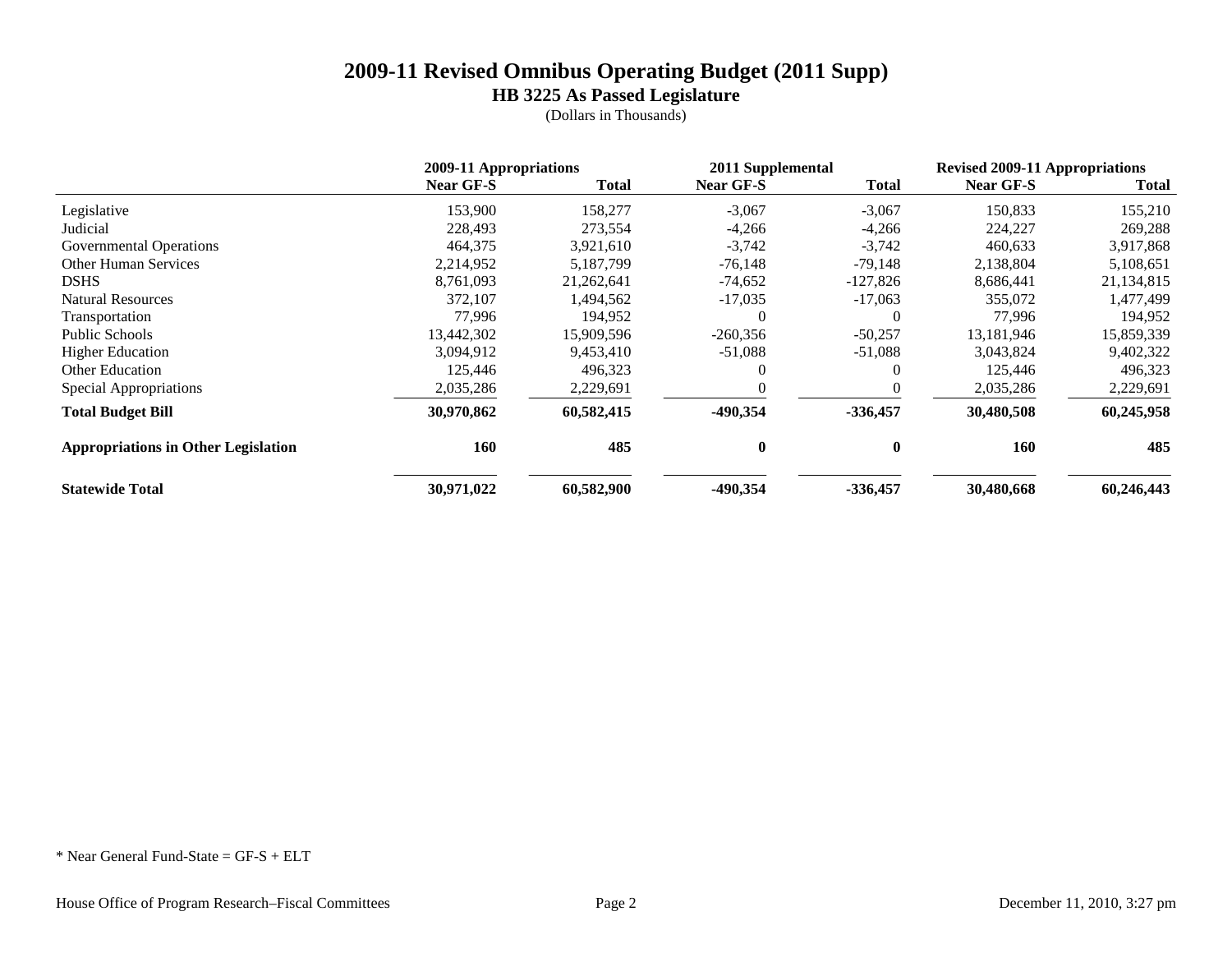# 2009-11 Revised Omnibus Operating Budget (2011 Supp)

## HB 3225 As Passed Legislature

(Dollars in Thousands)

| | 2009-11 Appropriations | | 2011 Supplemental | | Revised 2009-11 Appropriations | |
|---|---|---|---|---|---|---|
| | **Near GF-S** | **Total** | **Near GF-S** | **Total** | **Near GF-S** | **Total** |
| Legislative | 153,900 | 158,277 | -3,067 | -3,067 | 150,833 | 155,210 |
| Judicial | 228,493 | 273,554 | -4,266 | -4,266 | 224,227 | 269,288 |
| Governmental Operations | 464,375 | 3,921,610 | -3,742 | -3,742 | 460,633 | 3,917,868 |
| Other Human Services | 2,214,952 | 5,187,799 | -76,148 | -79,148 | 2,138,804 | 5,108,651 |
| DSHS | 8,761,093 | 21,262,641 | -74,652 | -127,826 | 8,686,441 | 21,134,815 |
| Natural Resources | 372,107 | 1,494,562 | -17,035 | -17,063 | 355,072 | 1,477,499 |
| Transportation | 77,996 | 194,952 | 0 | 0 | 77,996 | 194,952 |
| Public Schools | 13,442,302 | 15,909,596 | -260,356 | -50,257 | 13,181,946 | 15,859,339 |
| Higher Education | 3,094,912 | 9,453,410 | -51,088 | -51,088 | 3,043,824 | 9,402,322 |
| Other Education | 125,446 | 496,323 | 0 | 0 | 125,446 | 496,323 |
| Special Appropriations | 2,035,286 | 2,229,691 | 0 | 0 | 2,035,286 | 2,229,691 |
| **Total Budget Bill** | **30,970,862** | **60,582,415** | **-490,354** | **-336,457** | **30,480,508** | **60,245,958** |
| **Appropriations in Other Legislation** | **160** | **485** | **0** | **0** | **160** | **485** |
| **Statewide Total** | **30,971,022** | **60,582,900** | **-490,354** | **-336,457** | **30,480,668** | **60,246,443** |

* Near General Fund-State = GF-S + ELT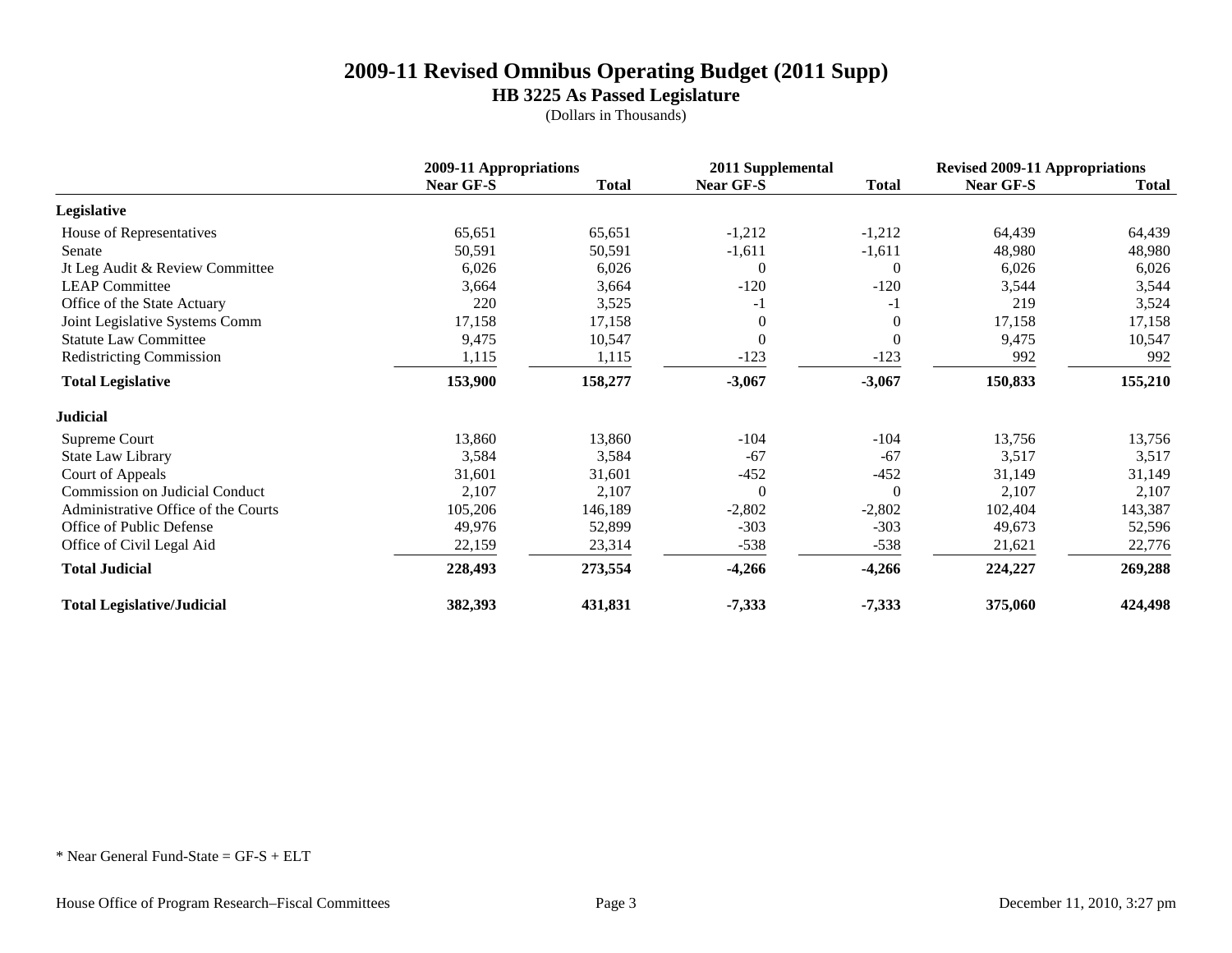# 2009-11 Revised Omnibus Operating Budget (2011 Supp)

## HB 3225 As Passed Legislature

(Dollars in Thousands)

| | 2009-11 Appropriations | | 2011 Supplemental | | Revised 2009-11 Appropriations | |
|---|---|---|---|---|---|---|
| | Near GF-S | Total | Near GF-S | Total | Near GF-S | Total |
| **Legislative** | | | | | | |
| House of Representatives | 65,651 | 65,651 | -1,212 | -1,212 | 64,439 | 64,439 |
| Senate | 50,591 | 50,591 | -1,611 | -1,611 | 48,980 | 48,980 |
| Jt Leg Audit & Review Committee | 6,026 | 6,026 | 0 | 0 | 6,026 | 6,026 |
| LEAP Committee | 3,664 | 3,664 | -120 | -120 | 3,544 | 3,544 |
| Office of the State Actuary | 220 | 3,525 | -1 | -1 | 219 | 3,524 |
| Joint Legislative Systems Comm | 17,158 | 17,158 | 0 | 0 | 17,158 | 17,158 |
| Statute Law Committee | 9,475 | 10,547 | 0 | 0 | 9,475 | 10,547 |
| Redistricting Commission | 1,115 | 1,115 | -123 | -123 | 992 | 992 |
| **Total Legislative** | **153,900** | **158,277** | **-3,067** | **-3,067** | **150,833** | **155,210** |
| **Judicial** | | | | | | |
| Supreme Court | 13,860 | 13,860 | -104 | -104 | 13,756 | 13,756 |
| State Law Library | 3,584 | 3,584 | -67 | -67 | 3,517 | 3,517 |
| Court of Appeals | 31,601 | 31,601 | -452 | -452 | 31,149 | 31,149 |
| Commission on Judicial Conduct | 2,107 | 2,107 | 0 | 0 | 2,107 | 2,107 |
| Administrative Office of the Courts | 105,206 | 146,189 | -2,802 | -2,802 | 102,404 | 143,387 |
| Office of Public Defense | 49,976 | 52,899 | -303 | -303 | 49,673 | 52,596 |
| Office of Civil Legal Aid | 22,159 | 23,314 | -538 | -538 | 21,621 | 22,776 |
| **Total Judicial** | **228,493** | **273,554** | **-4,266** | **-4,266** | **224,227** | **269,288** |
| **Total Legislative/Judicial** | **382,393** | **431,831** | **-7,333** | **-7,333** | **375,060** | **424,498** |

* Near General Fund-State = GF-S + ELT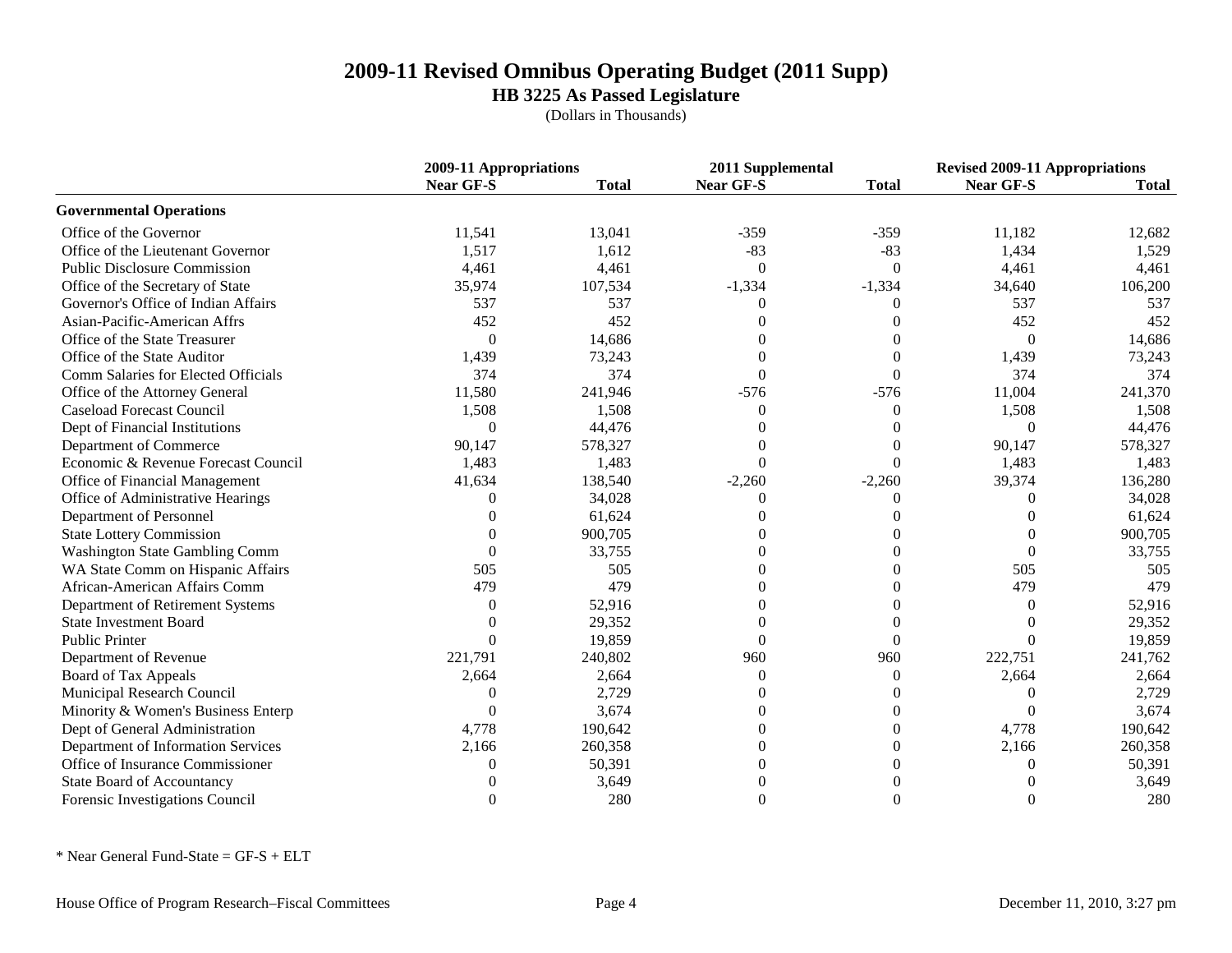# 2009-11 Revised Omnibus Operating Budget (2011 Supp)

## HB 3225 As Passed Legislature

(Dollars in Thousands)

| | 2009-11 Appropriations | | 2011 Supplemental | | Revised 2009-11 Appropriations | |
|---|---|---|---|---|---|---|
| | Near GF-S | Total | Near GF-S | Total | Near GF-S | Total |
| **Governmental Operations** | | | | | | |
| Office of the Governor | 11,541 | 13,041 | -359 | -359 | 11,182 | 12,682 |
| Office of the Lieutenant Governor | 1,517 | 1,612 | -83 | -83 | 1,434 | 1,529 |
| Public Disclosure Commission | 4,461 | 4,461 | 0 | 0 | 4,461 | 4,461 |
| Office of the Secretary of State | 35,974 | 107,534 | -1,334 | -1,334 | 34,640 | 106,200 |
| Governor's Office of Indian Affairs | 537 | 537 | 0 | 0 | 537 | 537 |
| Asian-Pacific-American Affrs | 452 | 452 | 0 | 0 | 452 | 452 |
| Office of the State Treasurer | 0 | 14,686 | 0 | 0 | 0 | 14,686 |
| Office of the State Auditor | 1,439 | 73,243 | 0 | 0 | 1,439 | 73,243 |
| Comm Salaries for Elected Officials | 374 | 374 | 0 | 0 | 374 | 374 |
| Office of the Attorney General | 11,580 | 241,946 | -576 | -576 | 11,004 | 241,370 |
| Caseload Forecast Council | 1,508 | 1,508 | 0 | 0 | 1,508 | 1,508 |
| Dept of Financial Institutions | 0 | 44,476 | 0 | 0 | 0 | 44,476 |
| Department of Commerce | 90,147 | 578,327 | 0 | 0 | 90,147 | 578,327 |
| Economic & Revenue Forecast Council | 1,483 | 1,483 | 0 | 0 | 1,483 | 1,483 |
| Office of Financial Management | 41,634 | 138,540 | -2,260 | -2,260 | 39,374 | 136,280 |
| Office of Administrative Hearings | 0 | 34,028 | 0 | 0 | 0 | 34,028 |
| Department of Personnel | 0 | 61,624 | 0 | 0 | 0 | 61,624 |
| State Lottery Commission | 0 | 900,705 | 0 | 0 | 0 | 900,705 |
| Washington State Gambling Comm | 0 | 33,755 | 0 | 0 | 0 | 33,755 |
| WA State Comm on Hispanic Affairs | 505 | 505 | 0 | 0 | 505 | 505 |
| African-American Affairs Comm | 479 | 479 | 0 | 0 | 479 | 479 |
| Department of Retirement Systems | 0 | 52,916 | 0 | 0 | 0 | 52,916 |
| State Investment Board | 0 | 29,352 | 0 | 0 | 0 | 29,352 |
| Public Printer | 0 | 19,859 | 0 | 0 | 0 | 19,859 |
| Department of Revenue | 221,791 | 240,802 | 960 | 960 | 222,751 | 241,762 |
| Board of Tax Appeals | 2,664 | 2,664 | 0 | 0 | 2,664 | 2,664 |
| Municipal Research Council | 0 | 2,729 | 0 | 0 | 0 | 2,729 |
| Minority & Women's Business Enterp | 0 | 3,674 | 0 | 0 | 0 | 3,674 |
| Dept of General Administration | 4,778 | 190,642 | 0 | 0 | 4,778 | 190,642 |
| Department of Information Services | 2,166 | 260,358 | 0 | 0 | 2,166 | 260,358 |
| Office of Insurance Commissioner | 0 | 50,391 | 0 | 0 | 0 | 50,391 |
| State Board of Accountancy | 0 | 3,649 | 0 | 0 | 0 | 3,649 |
| Forensic Investigations Council | 0 | 280 | 0 | 0 | 0 | 280 |

* Near General Fund-State = GF-S + ELT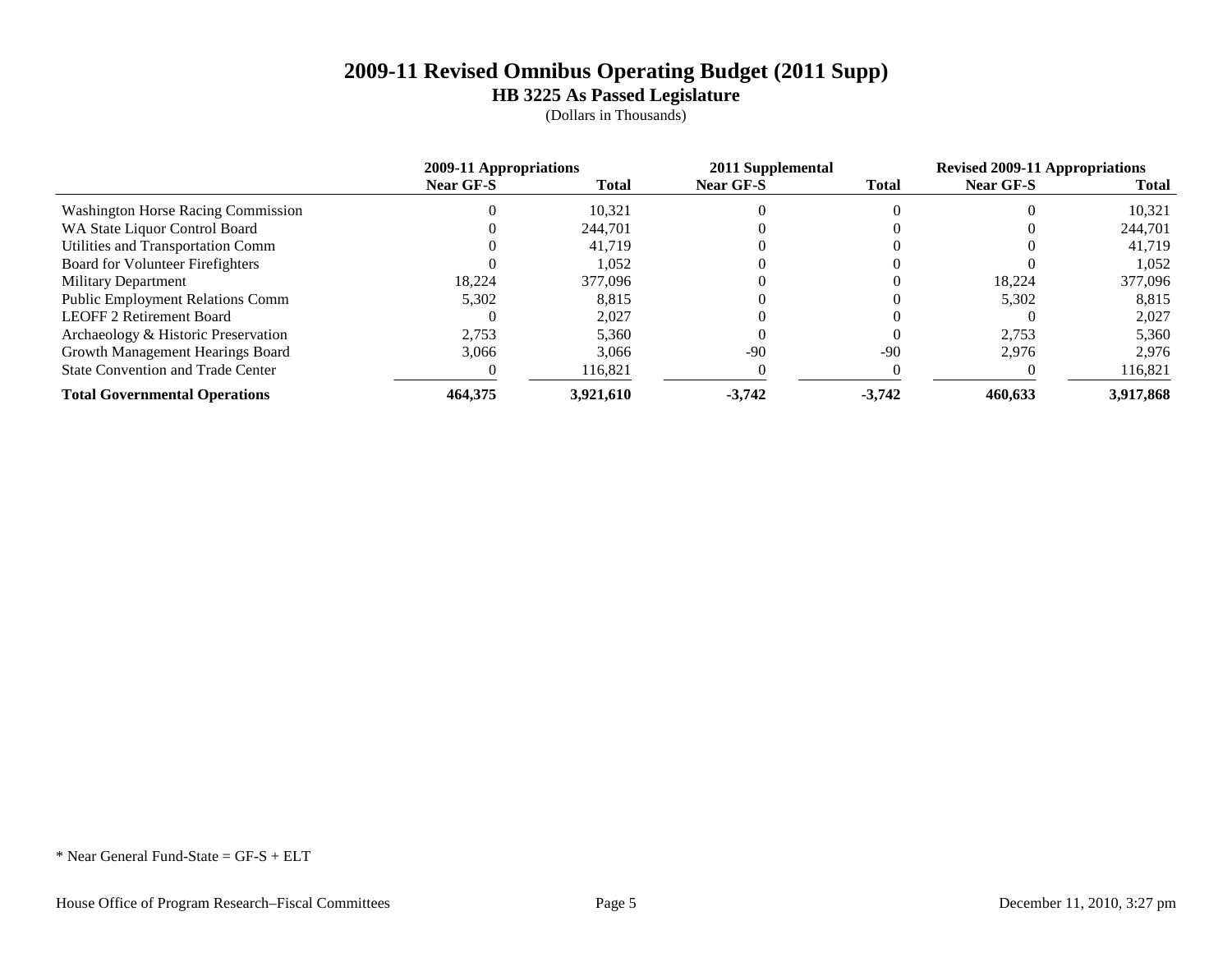# 2009-11 Revised Omnibus Operating Budget (2011 Supp)

## HB 3225 As Passed Legislature

(Dollars in Thousands)

| | 2009-11 Appropriations | | 2011 Supplemental | | Revised 2009-11 Appropriations | |
|---|---|---|---|---|---|---|
| | Near GF-S | Total | Near GF-S | Total | Near GF-S | Total |
| Washington Horse Racing Commission | 0 | 10,321 | 0 | 0 | 0 | 10,321 |
| WA State Liquor Control Board | 0 | 244,701 | 0 | 0 | 0 | 244,701 |
| Utilities and Transportation Comm | 0 | 41,719 | 0 | 0 | 0 | 41,719 |
| Board for Volunteer Firefighters | 0 | 1,052 | 0 | 0 | 0 | 1,052 |
| Military Department | 18,224 | 377,096 | 0 | 0 | 18,224 | 377,096 |
| Public Employment Relations Comm | 5,302 | 8,815 | 0 | 0 | 5,302 | 8,815 |
| LEOFF 2 Retirement Board | 0 | 2,027 | 0 | 0 | 0 | 2,027 |
| Archaeology & Historic Preservation | 2,753 | 5,360 | 0 | 0 | 2,753 | 5,360 |
| Growth Management Hearings Board | 3,066 | 3,066 | -90 | -90 | 2,976 | 2,976 |
| State Convention and Trade Center | 0 | 116,821 | 0 | 0 | 0 | 116,821 |
| **Total Governmental Operations** | **464,375** | **3,921,610** | **-3,742** | **-3,742** | **460,633** | **3,917,868** |

* Near General Fund-State = GF-S + ELT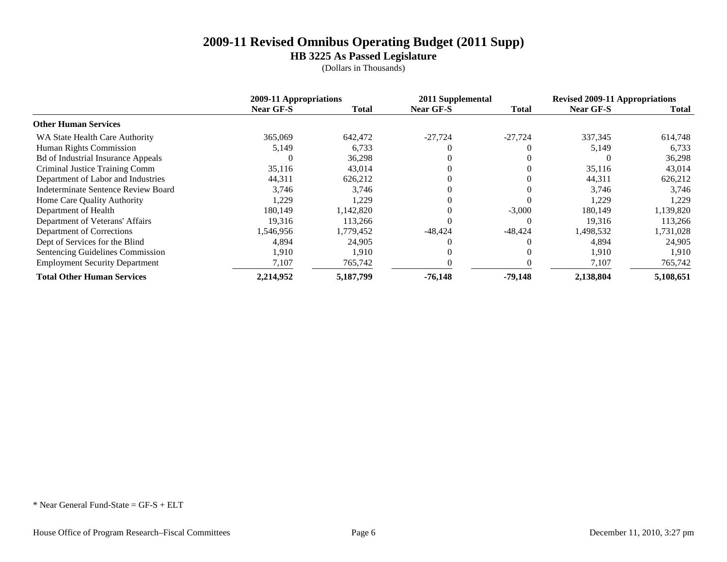# 2009-11 Revised Omnibus Operating Budget (2011 Supp)

## HB 3225 As Passed Legislature

(Dollars in Thousands)

| | 2009-11 Appropriations | | 2011 Supplemental | | Revised 2009-11 Appropriations | |
|---|---|---|---|---|---|---|
| | Near GF-S | Total | Near GF-S | Total | Near GF-S | Total |
| **Other Human Services** | | | | | | |
| WA State Health Care Authority | 365,069 | 642,472 | -27,724 | -27,724 | 337,345 | 614,748 |
| Human Rights Commission | 5,149 | 6,733 | 0 | 0 | 5,149 | 6,733 |
| Bd of Industrial Insurance Appeals | 0 | 36,298 | 0 | 0 | 0 | 36,298 |
| Criminal Justice Training Comm | 35,116 | 43,014 | 0 | 0 | 35,116 | 43,014 |
| Department of Labor and Industries | 44,311 | 626,212 | 0 | 0 | 44,311 | 626,212 |
| Indeterminate Sentence Review Board | 3,746 | 3,746 | 0 | 0 | 3,746 | 3,746 |
| Home Care Quality Authority | 1,229 | 1,229 | 0 | 0 | 1,229 | 1,229 |
| Department of Health | 180,149 | 1,142,820 | 0 | -3,000 | 180,149 | 1,139,820 |
| Department of Veterans' Affairs | 19,316 | 113,266 | 0 | 0 | 19,316 | 113,266 |
| Department of Corrections | 1,546,956 | 1,779,452 | -48,424 | -48,424 | 1,498,532 | 1,731,028 |
| Dept of Services for the Blind | 4,894 | 24,905 | 0 | 0 | 4,894 | 24,905 |
| Sentencing Guidelines Commission | 1,910 | 1,910 | 0 | 0 | 1,910 | 1,910 |
| Employment Security Department | 7,107 | 765,742 | 0 | 0 | 7,107 | 765,742 |
| **Total Other Human Services** | **2,214,952** | **5,187,799** | **-76,148** | **-79,148** | **2,138,804** | **5,108,651** |

* Near General Fund-State = GF-S + ELT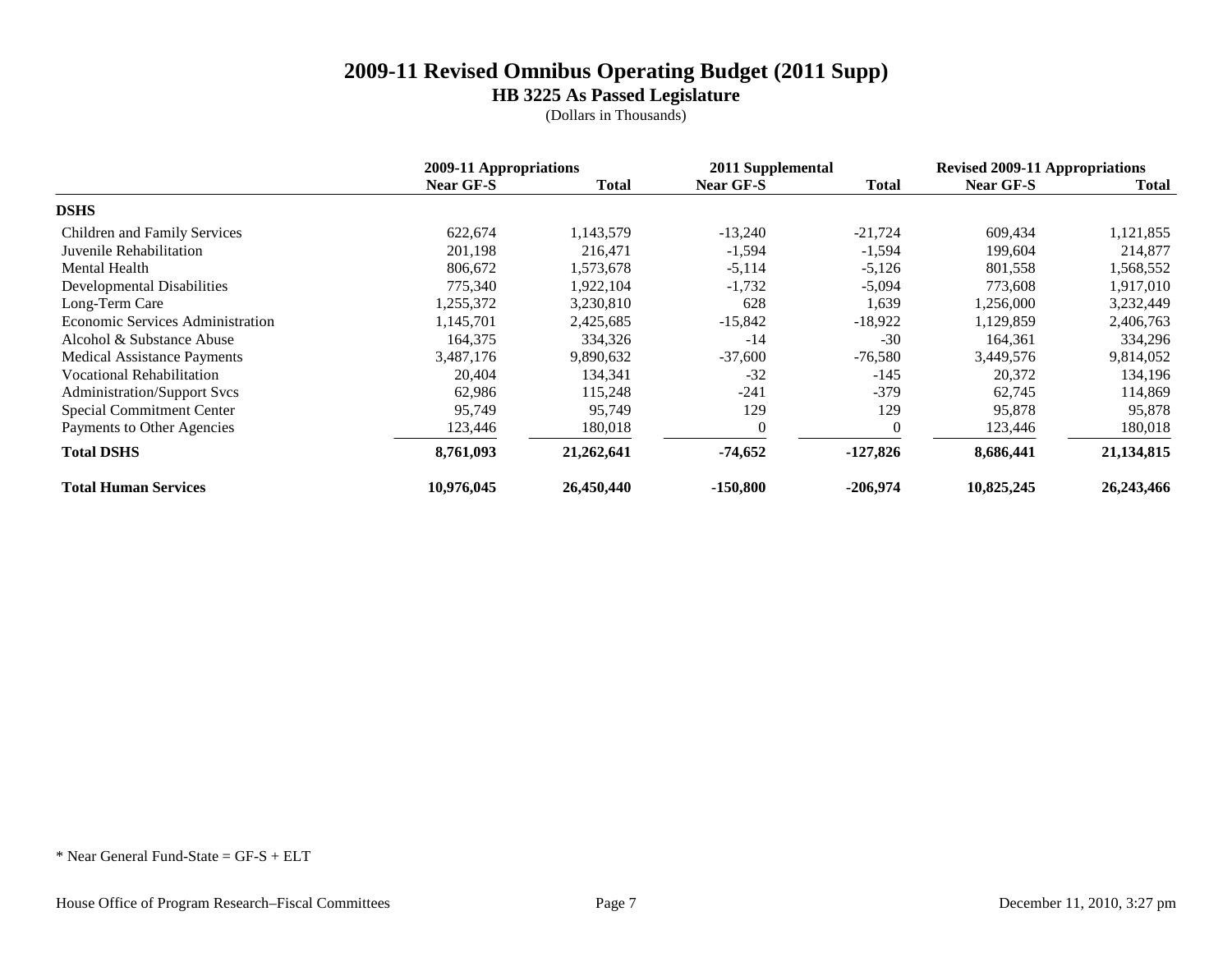# 2009-11 Revised Omnibus Operating Budget (2011 Supp)

## HB 3225 As Passed Legislature

(Dollars in Thousands)

| | 2009-11 Appropriations | | 2011 Supplemental | | Revised 2009-11 Appropriations | |
|---|---|---|---|---|---|---|
| | Near GF-S | Total | Near GF-S | Total | Near GF-S | Total |
| **DSHS** | | | | | | |
| Children and Family Services | 622,674 | 1,143,579 | -13,240 | -21,724 | 609,434 | 1,121,855 |
| Juvenile Rehabilitation | 201,198 | 216,471 | -1,594 | -1,594 | 199,604 | 214,877 |
| Mental Health | 806,672 | 1,573,678 | -5,114 | -5,126 | 801,558 | 1,568,552 |
| Developmental Disabilities | 775,340 | 1,922,104 | -1,732 | -5,094 | 773,608 | 1,917,010 |
| Long-Term Care | 1,255,372 | 3,230,810 | 628 | 1,639 | 1,256,000 | 3,232,449 |
| Economic Services Administration | 1,145,701 | 2,425,685 | -15,842 | -18,922 | 1,129,859 | 2,406,763 |
| Alcohol & Substance Abuse | 164,375 | 334,326 | -14 | -30 | 164,361 | 334,296 |
| Medical Assistance Payments | 3,487,176 | 9,890,632 | -37,600 | -76,580 | 3,449,576 | 9,814,052 |
| Vocational Rehabilitation | 20,404 | 134,341 | -32 | -145 | 20,372 | 134,196 |
| Administration/Support Svcs | 62,986 | 115,248 | -241 | -379 | 62,745 | 114,869 |
| Special Commitment Center | 95,749 | 95,749 | 129 | 129 | 95,878 | 95,878 |
| Payments to Other Agencies | 123,446 | 180,018 | 0 | 0 | 123,446 | 180,018 |
| **Total DSHS** | **8,761,093** | **21,262,641** | **-74,652** | **-127,826** | **8,686,441** | **21,134,815** |
| **Total Human Services** | **10,976,045** | **26,450,440** | **-150,800** | **-206,974** | **10,825,245** | **26,243,466** |

* Near General Fund-State = GF-S + ELT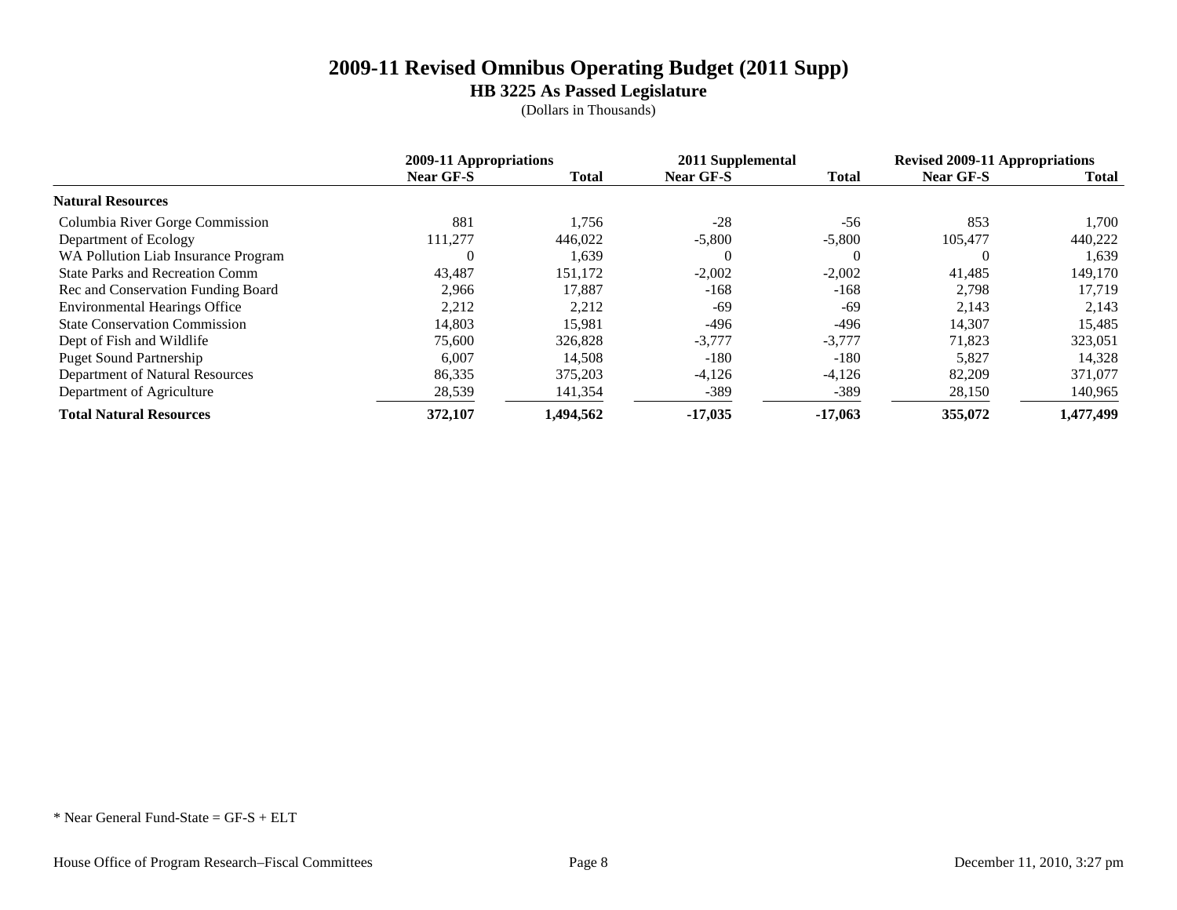# 2009-11 Revised Omnibus Operating Budget (2011 Supp)

## HB 3225 As Passed Legislature

(Dollars in Thousands)

| | 2009-11 Appropriations | | 2011 Supplemental | | Revised 2009-11 Appropriations | |
|---|---|---|---|---|---|---|
| | Near GF-S | Total | Near GF-S | Total | Near GF-S | Total |
| **Natural Resources** | | | | | | |
| Columbia River Gorge Commission | 881 | 1,756 | -28 | -56 | 853 | 1,700 |
| Department of Ecology | 111,277 | 446,022 | -5,800 | -5,800 | 105,477 | 440,222 |
| WA Pollution Liab Insurance Program | 0 | 1,639 | 0 | 0 | 0 | 1,639 |
| State Parks and Recreation Comm | 43,487 | 151,172 | -2,002 | -2,002 | 41,485 | 149,170 |
| Rec and Conservation Funding Board | 2,966 | 17,887 | -168 | -168 | 2,798 | 17,719 |
| Environmental Hearings Office | 2,212 | 2,212 | -69 | -69 | 2,143 | 2,143 |
| State Conservation Commission | 14,803 | 15,981 | -496 | -496 | 14,307 | 15,485 |
| Dept of Fish and Wildlife | 75,600 | 326,828 | -3,777 | -3,777 | 71,823 | 323,051 |
| Puget Sound Partnership | 6,007 | 14,508 | -180 | -180 | 5,827 | 14,328 |
| Department of Natural Resources | 86,335 | 375,203 | -4,126 | -4,126 | 82,209 | 371,077 |
| Department of Agriculture | 28,539 | 141,354 | -389 | -389 | 28,150 | 140,965 |
| **Total Natural Resources** | **372,107** | **1,494,562** | **-17,035** | **-17,063** | **355,072** | **1,477,499** |

* Near General Fund-State = GF-S + ELT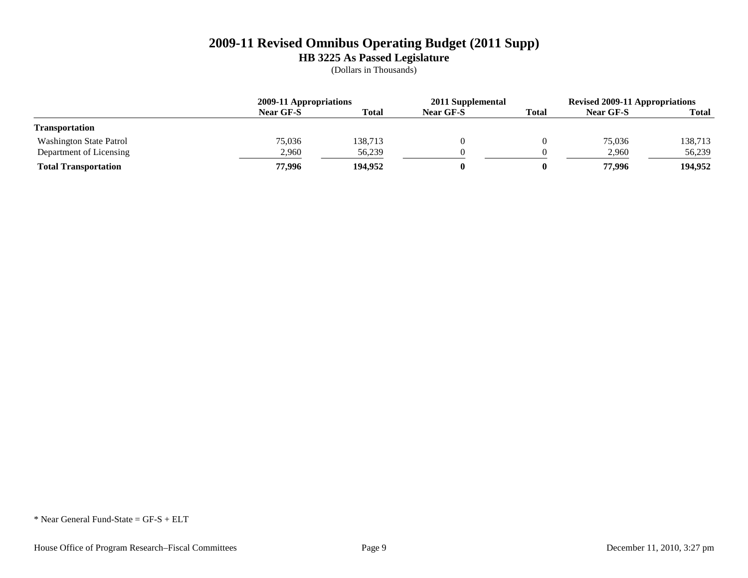# 2009-11 Revised Omnibus Operating Budget (2011 Supp)

## HB 3225 As Passed Legislature

(Dollars in Thousands)

| | 2009-11 Appropriations | | 2011 Supplemental | | Revised 2009-11 Appropriations | |
|---|---|---|---|---|---|---|
| | Near GF-S | Total | Near GF-S | Total | Near GF-S | Total |
| **Transportation** | | | | | | |
| Washington State Patrol | 75,036 | 138,713 | 0 | 0 | 75,036 | 138,713 |
| Department of Licensing | 2,960 | 56,239 | 0 | 0 | 2,960 | 56,239 |
| **Total Transportation** | **77,996** | **194,952** | **0** | **0** | **77,996** | **194,952** |

* Near General Fund-State = GF-S + ELT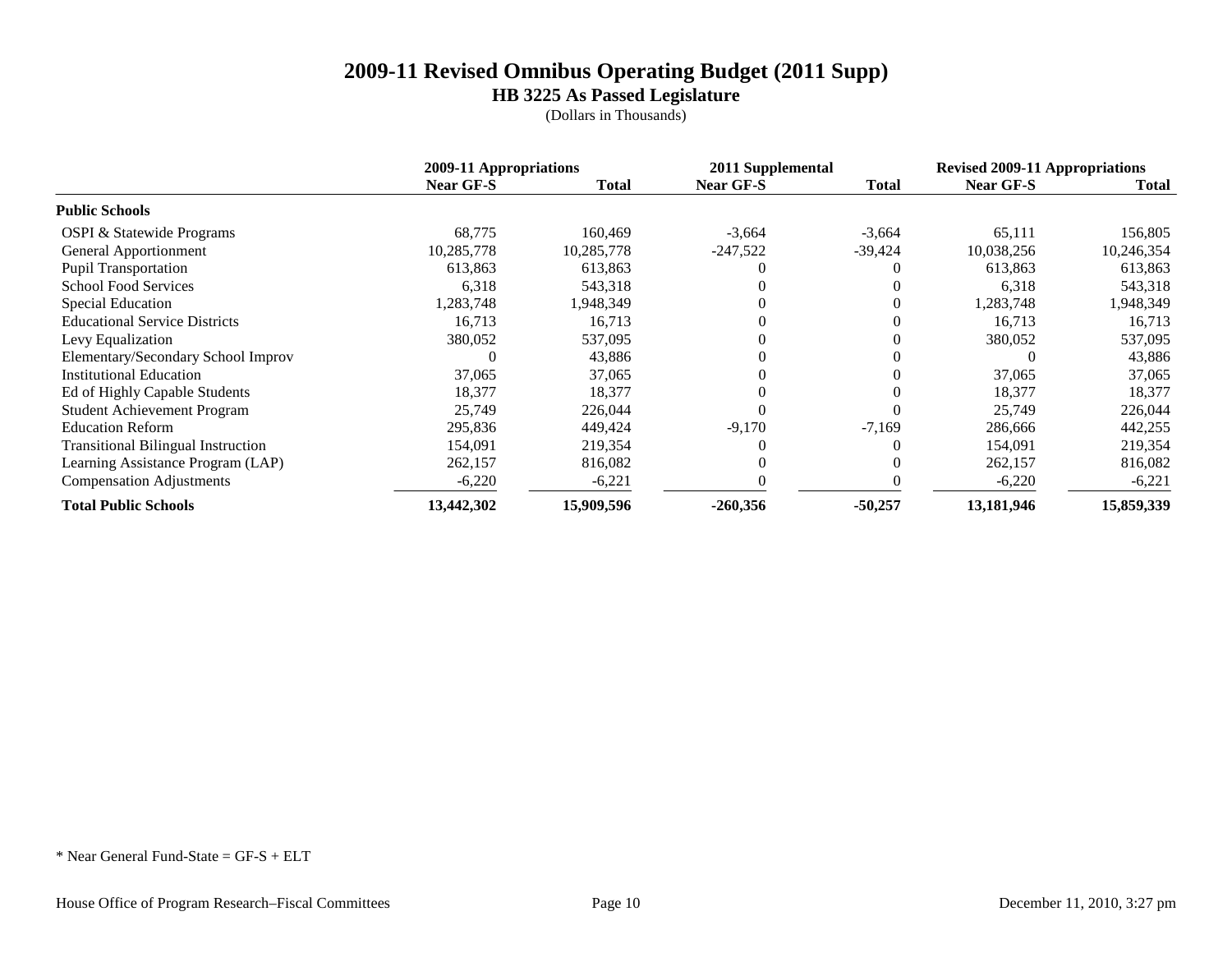# 2009-11 Revised Omnibus Operating Budget (2011 Supp)

## HB 3225 As Passed Legislature

(Dollars in Thousands)

| | 2009-11 Appropriations | | 2011 Supplemental | | Revised 2009-11 Appropriations | |
|---|---|---|---|---|---|---|
| | **Near GF-S** | **Total** | **Near GF-S** | **Total** | **Near GF-S** | **Total** |
| **Public Schools** | | | | | | |
| OSPI & Statewide Programs | 68,775 | 160,469 | -3,664 | -3,664 | 65,111 | 156,805 |
| General Apportionment | 10,285,778 | 10,285,778 | -247,522 | -39,424 | 10,038,256 | 10,246,354 |
| Pupil Transportation | 613,863 | 613,863 | 0 | 0 | 613,863 | 613,863 |
| School Food Services | 6,318 | 543,318 | 0 | 0 | 6,318 | 543,318 |
| Special Education | 1,283,748 | 1,948,349 | 0 | 0 | 1,283,748 | 1,948,349 |
| Educational Service Districts | 16,713 | 16,713 | 0 | 0 | 16,713 | 16,713 |
| Levy Equalization | 380,052 | 537,095 | 0 | 0 | 380,052 | 537,095 |
| Elementary/Secondary School Improv | 0 | 43,886 | 0 | 0 | 0 | 43,886 |
| Institutional Education | 37,065 | 37,065 | 0 | 0 | 37,065 | 37,065 |
| Ed of Highly Capable Students | 18,377 | 18,377 | 0 | 0 | 18,377 | 18,377 |
| Student Achievement Program | 25,749 | 226,044 | 0 | 0 | 25,749 | 226,044 |
| Education Reform | 295,836 | 449,424 | -9,170 | -7,169 | 286,666 | 442,255 |
| Transitional Bilingual Instruction | 154,091 | 219,354 | 0 | 0 | 154,091 | 219,354 |
| Learning Assistance Program (LAP) | 262,157 | 816,082 | 0 | 0 | 262,157 | 816,082 |
| Compensation Adjustments | -6,220 | -6,221 | 0 | 0 | -6,220 | -6,221 |
| **Total Public Schools** | **13,442,302** | **15,909,596** | **-260,356** | **-50,257** | **13,181,946** | **15,859,339** |

* Near General Fund-State = GF-S + ELT

House Office of Program Research–Fiscal Committees

December 11, 2010, 3:27 pm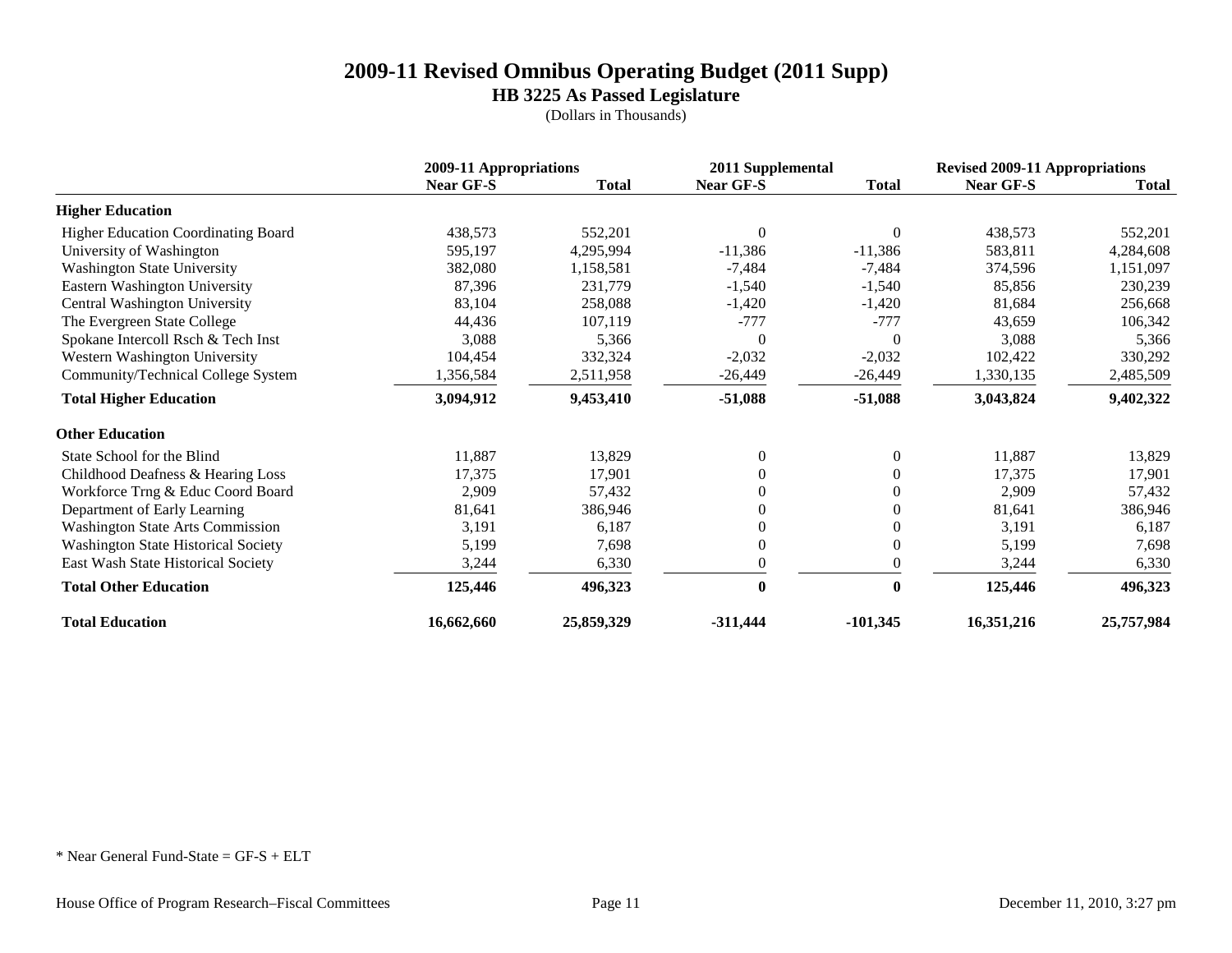# 2009-11 Revised Omnibus Operating Budget (2011 Supp)

## HB 3225 As Passed Legislature

(Dollars in Thousands)

| | 2009-11 Appropriations | | 2011 Supplemental | | Revised 2009-11 Appropriations | |
|---|---|---|---|---|---|---|
| | Near GF-S | Total | Near GF-S | Total | Near GF-S | Total |
| **Higher Education** | | | | | | |
| Higher Education Coordinating Board | 438,573 | 552,201 | 0 | 0 | 438,573 | 552,201 |
| University of Washington | 595,197 | 4,295,994 | -11,386 | -11,386 | 583,811 | 4,284,608 |
| Washington State University | 382,080 | 1,158,581 | -7,484 | -7,484 | 374,596 | 1,151,097 |
| Eastern Washington University | 87,396 | 231,779 | -1,540 | -1,540 | 85,856 | 230,239 |
| Central Washington University | 83,104 | 258,088 | -1,420 | -1,420 | 81,684 | 256,668 |
| The Evergreen State College | 44,436 | 107,119 | -777 | -777 | 43,659 | 106,342 |
| Spokane Intercoll Rsch & Tech Inst | 3,088 | 5,366 | 0 | 0 | 3,088 | 5,366 |
| Western Washington University | 104,454 | 332,324 | -2,032 | -2,032 | 102,422 | 330,292 |
| Community/Technical College System | 1,356,584 | 2,511,958 | -26,449 | -26,449 | 1,330,135 | 2,485,509 |
| **Total Higher Education** | **3,094,912** | **9,453,410** | **-51,088** | **-51,088** | **3,043,824** | **9,402,322** |
| **Other Education** | | | | | | |
| State School for the Blind | 11,887 | 13,829 | 0 | 0 | 11,887 | 13,829 |
| Childhood Deafness & Hearing Loss | 17,375 | 17,901 | 0 | 0 | 17,375 | 17,901 |
| Workforce Trng & Educ Coord Board | 2,909 | 57,432 | 0 | 0 | 2,909 | 57,432 |
| Department of Early Learning | 81,641 | 386,946 | 0 | 0 | 81,641 | 386,946 |
| Washington State Arts Commission | 3,191 | 6,187 | 0 | 0 | 3,191 | 6,187 |
| Washington State Historical Society | 5,199 | 7,698 | 0 | 0 | 5,199 | 7,698 |
| East Wash State Historical Society | 3,244 | 6,330 | 0 | 0 | 3,244 | 6,330 |
| **Total Other Education** | **125,446** | **496,323** | **0** | **0** | **125,446** | **496,323** |
| **Total Education** | **16,662,660** | **25,859,329** | **-311,444** | **-101,345** | **16,351,216** | **25,757,984** |

* Near General Fund-State = GF-S + ELT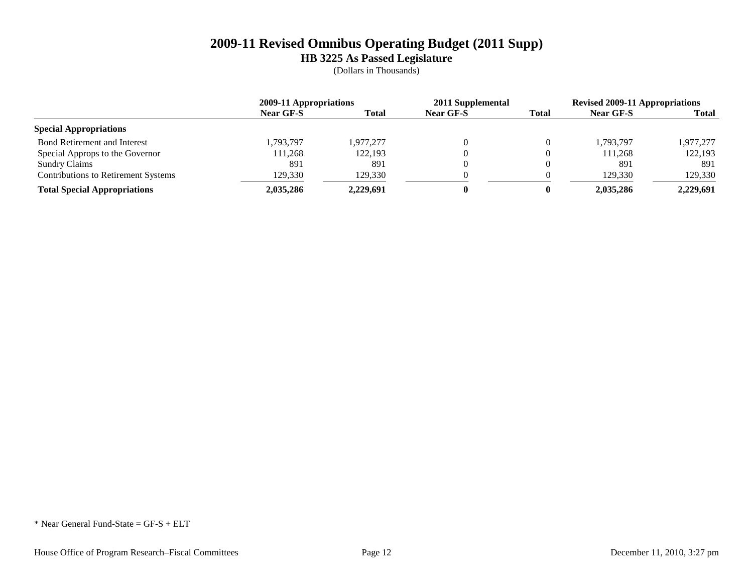# 2009-11 Revised Omnibus Operating Budget (2011 Supp)

## HB 3225 As Passed Legislature

(Dollars in Thousands)

| | 2009-11 Appropriations | | 2011 Supplemental | | Revised 2009-11 Appropriations | |
|---|---|---|---|---|---|---|
| | Near GF-S | Total | Near GF-S | Total | Near GF-S | Total |
| **Special Appropriations** | | | | | | |
| Bond Retirement and Interest | 1,793,797 | 1,977,277 | 0 | 0 | 1,793,797 | 1,977,277 |
| Special Approps to the Governor | 111,268 | 122,193 | 0 | 0 | 111,268 | 122,193 |
| Sundry Claims | 891 | 891 | 0 | 0 | 891 | 891 |
| Contributions to Retirement Systems | 129,330 | 129,330 | 0 | 0 | 129,330 | 129,330 |
| **Total Special Appropriations** | **2,035,286** | **2,229,691** | **0** | **0** | **2,035,286** | **2,229,691** |

* Near General Fund-State = GF-S + ELT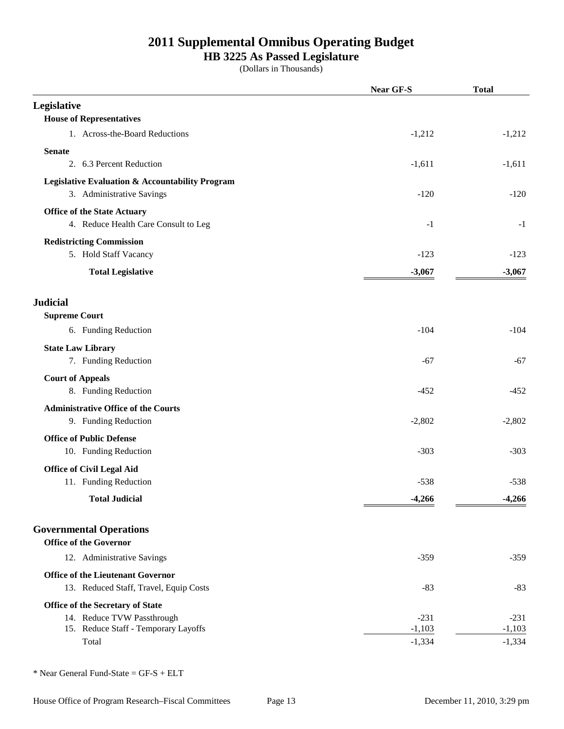# 2011 Supplemental Omnibus Operating Budget

## HB 3225 As Passed Legislature

(Dollars in Thousands)

| | Near GF-S | Total |
|---|---|---|
| **Legislative** | | |
| **House of Representatives** | | |
| 1. Across-the-Board Reductions | -1,212 | -1,212 |
| **Senate** | | |
| 2. 6.3 Percent Reduction | -1,611 | -1,611 |
| **Legislative Evaluation & Accountability Program** | | |
| 3. Administrative Savings | -120 | -120 |
| **Office of the State Actuary** | | |
| 4. Reduce Health Care Consult to Leg | -1 | -1 |
| **Redistricting Commission** | | |
| 5. Hold Staff Vacancy | -123 | -123 |
| **Total Legislative** | **-3,067** | **-3,067** |
| **Judicial** | | |
| **Supreme Court** | | |
| 6. Funding Reduction | -104 | -104 |
| **State Law Library** | | |
| 7. Funding Reduction | -67 | -67 |
| **Court of Appeals** | | |
| 8. Funding Reduction | -452 | -452 |
| **Administrative Office of the Courts** | | |
| 9. Funding Reduction | -2,802 | -2,802 |
| **Office of Public Defense** | | |
| 10. Funding Reduction | -303 | -303 |
| **Office of Civil Legal Aid** | | |
| 11. Funding Reduction | -538 | -538 |
| **Total Judicial** | **-4,266** | **-4,266** |
| **Governmental Operations** | | |
| **Office of the Governor** | | |
| 12. Administrative Savings | -359 | -359 |
| **Office of the Lieutenant Governor** | | |
| 13. Reduced Staff, Travel, Equip Costs | -83 | -83 |
| **Office of the Secretary of State** | | |
| 14. Reduce TVW Passthrough | -231 | -231 |
| 15. Reduce Staff - Temporary Layoffs | -1,103 | -1,103 |
| Total | -1,334 | -1,334 |

* Near General Fund-State = GF-S + ELT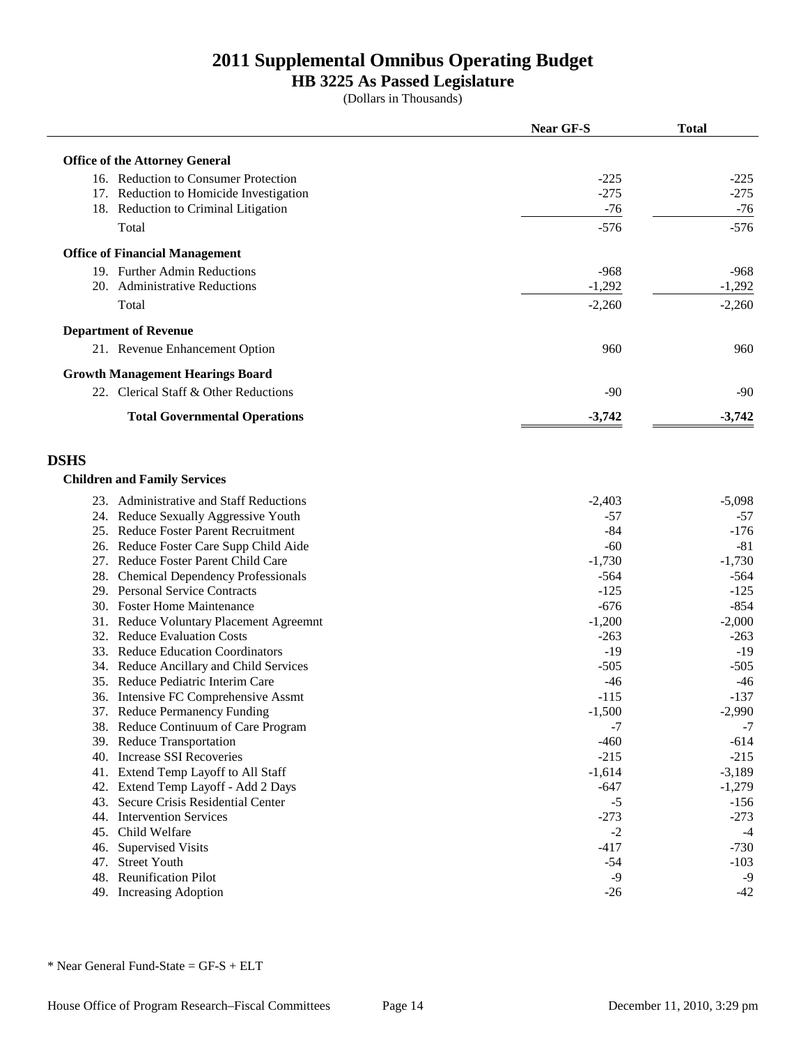# 2011 Supplemental Omnibus Operating Budget

## HB 3225 As Passed Legislature

(Dollars in Thousands)

| | Near GF-S | Total |
|---|---|---|
| **Office of the Attorney General** | | |
| 16. Reduction to Consumer Protection | -225 | -225 |
| 17. Reduction to Homicide Investigation | -275 | -275 |
| 18. Reduction to Criminal Litigation | -76 | -76 |
| Total | -576 | -576 |
| **Office of Financial Management** | | |
| 19. Further Admin Reductions | -968 | -968 |
| 20. Administrative Reductions | -1,292 | -1,292 |
| Total | -2,260 | -2,260 |
| **Department of Revenue** | | |
| 21. Revenue Enhancement Option | 960 | 960 |
| **Growth Management Hearings Board** | | |
| 22. Clerical Staff & Other Reductions | -90 | -90 |
| **Total Governmental Operations** | **-3,742** | **-3,742** |

## DSHS

| | Near GF-S | Total |
|---|---|---|
| **Children and Family Services** | | |
| 23. Administrative and Staff Reductions | -2,403 | -5,098 |
| 24. Reduce Sexually Aggressive Youth | -57 | -57 |
| 25. Reduce Foster Parent Recruitment | -84 | -176 |
| 26. Reduce Foster Care Supp Child Aide | -60 | -81 |
| 27. Reduce Foster Parent Child Care | -1,730 | -1,730 |
| 28. Chemical Dependency Professionals | -564 | -564 |
| 29. Personal Service Contracts | -125 | -125 |
| 30. Foster Home Maintenance | -676 | -854 |
| 31. Reduce Voluntary Placement Agreemnt | -1,200 | -2,000 |
| 32. Reduce Evaluation Costs | -263 | -263 |
| 33. Reduce Education Coordinators | -19 | -19 |
| 34. Reduce Ancillary and Child Services | -505 | -505 |
| 35. Reduce Pediatric Interim Care | -46 | -46 |
| 36. Intensive FC Comprehensive Assmt | -115 | -137 |
| 37. Reduce Permanency Funding | -1,500 | -2,990 |
| 38. Reduce Continuum of Care Program | -7 | -7 |
| 39. Reduce Transportation | -460 | -614 |
| 40. Increase SSI Recoveries | -215 | -215 |
| 41. Extend Temp Layoff to All Staff | -1,614 | -3,189 |
| 42. Extend Temp Layoff - Add 2 Days | -647 | -1,279 |
| 43. Secure Crisis Residential Center | -5 | -156 |
| 44. Intervention Services | -273 | -273 |
| 45. Child Welfare | -2 | -4 |
| 46. Supervised Visits | -417 | -730 |
| 47. Street Youth | -54 | -103 |
| 48. Reunification Pilot | -9 | -9 |
| 49. Increasing Adoption | -26 | -42 |

* Near General Fund-State = GF-S + ELT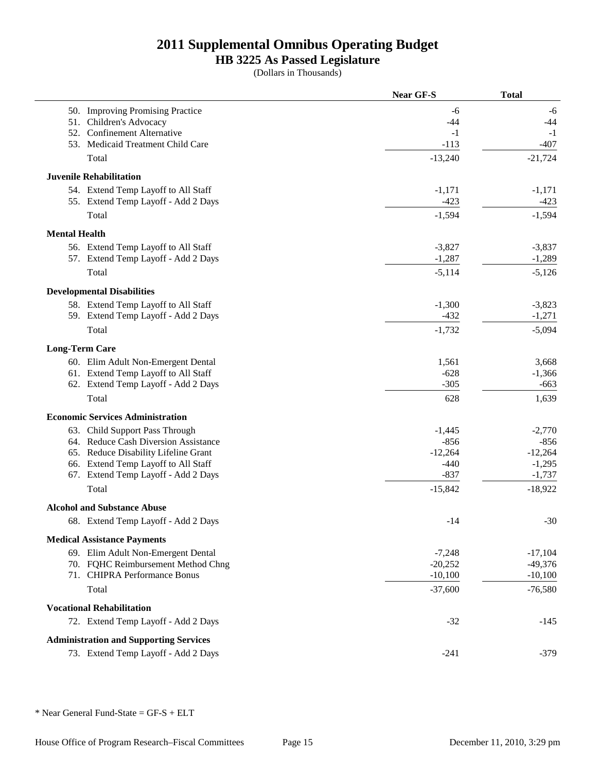# 2011 Supplemental Omnibus Operating Budget

## HB 3225 As Passed Legislature

(Dollars in Thousands)

| | Near GF-S | Total |
|---|---|---|
| 50. Improving Promising Practice | -6 | -6 |
| 51. Children's Advocacy | -44 | -44 |
| 52. Confinement Alternative | -1 | -1 |
| 53. Medicaid Treatment Child Care | -113 | -407 |
| Total | -13,240 | -21,724 |
| **Juvenile Rehabilitation** | | |
| 54. Extend Temp Layoff to All Staff | -1,171 | -1,171 |
| 55. Extend Temp Layoff - Add 2 Days | -423 | -423 |
| Total | -1,594 | -1,594 |
| **Mental Health** | | |
| 56. Extend Temp Layoff to All Staff | -3,827 | -3,837 |
| 57. Extend Temp Layoff - Add 2 Days | -1,287 | -1,289 |
| Total | -5,114 | -5,126 |
| **Developmental Disabilities** | | |
| 58. Extend Temp Layoff to All Staff | -1,300 | -3,823 |
| 59. Extend Temp Layoff - Add 2 Days | -432 | -1,271 |
| Total | -1,732 | -5,094 |
| **Long-Term Care** | | |
| 60. Elim Adult Non-Emergent Dental | 1,561 | 3,668 |
| 61. Extend Temp Layoff to All Staff | -628 | -1,366 |
| 62. Extend Temp Layoff - Add 2 Days | -305 | -663 |
| Total | 628 | 1,639 |
| **Economic Services Administration** | | |
| 63. Child Support Pass Through | -1,445 | -2,770 |
| 64. Reduce Cash Diversion Assistance | -856 | -856 |
| 65. Reduce Disability Lifeline Grant | -12,264 | -12,264 |
| 66. Extend Temp Layoff to All Staff | -440 | -1,295 |
| 67. Extend Temp Layoff - Add 2 Days | -837 | -1,737 |
| Total | -15,842 | -18,922 |
| **Alcohol and Substance Abuse** | | |
| 68. Extend Temp Layoff - Add 2 Days | -14 | -30 |
| **Medical Assistance Payments** | | |
| 69. Elim Adult Non-Emergent Dental | -7,248 | -17,104 |
| 70. FQHC Reimbursement Method Chng | -20,252 | -49,376 |
| 71. CHIPRA Performance Bonus | -10,100 | -10,100 |
| Total | -37,600 | -76,580 |
| **Vocational Rehabilitation** | | |
| 72. Extend Temp Layoff - Add 2 Days | -32 | -145 |
| **Administration and Supporting Services** | | |
| 73. Extend Temp Layoff - Add 2 Days | -241 | -379 |

* Near General Fund-State = GF-S + ELT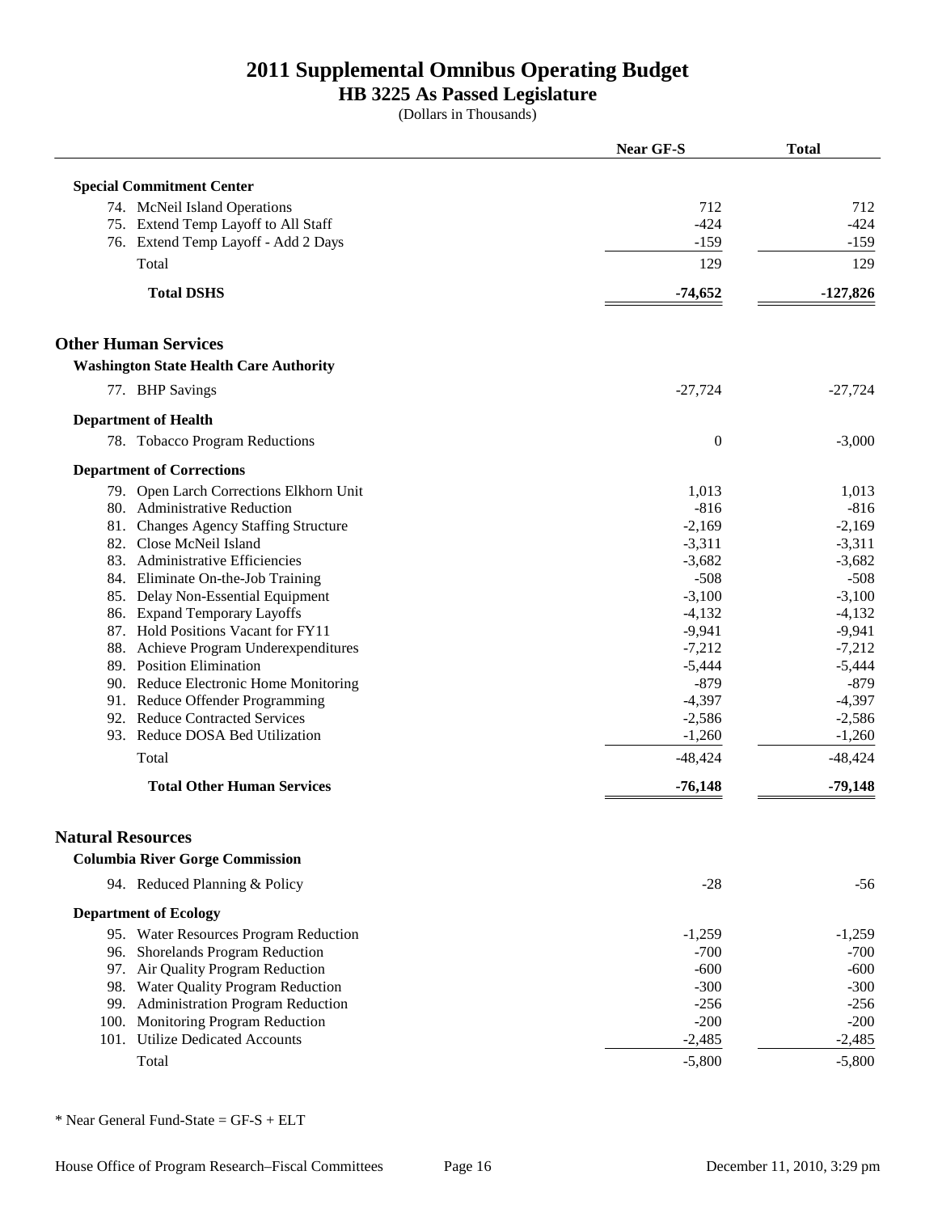# 2011 Supplemental Omnibus Operating Budget

## HB 3225 As Passed Legislature

(Dollars in Thousands)

| | Near GF-S | Total |
|---|---|---|
| **Special Commitment Center** | | |
| 74. McNeil Island Operations | 712 | 712 |
| 75. Extend Temp Layoff to All Staff | -424 | -424 |
| 76. Extend Temp Layoff - Add 2 Days | -159 | -159 |
| Total | 129 | 129 |
| **Total DSHS** | **-74,652** | **-127,826** |

## Other Human Services

| | Near GF-S | Total |
|---|---|---|
| **Washington State Health Care Authority** | | |
| 77. BHP Savings | -27,724 | -27,724 |
| **Department of Health** | | |
| 78. Tobacco Program Reductions | 0 | -3,000 |
| **Department of Corrections** | | |
| 79. Open Larch Corrections Elkhorn Unit | 1,013 | 1,013 |
| 80. Administrative Reduction | -816 | -816 |
| 81. Changes Agency Staffing Structure | -2,169 | -2,169 |
| 82. Close McNeil Island | -3,311 | -3,311 |
| 83. Administrative Efficiencies | -3,682 | -3,682 |
| 84. Eliminate On-the-Job Training | -508 | -508 |
| 85. Delay Non-Essential Equipment | -3,100 | -3,100 |
| 86. Expand Temporary Layoffs | -4,132 | -4,132 |
| 87. Hold Positions Vacant for FY11 | -9,941 | -9,941 |
| 88. Achieve Program Underexpenditures | -7,212 | -7,212 |
| 89. Position Elimination | -5,444 | -5,444 |
| 90. Reduce Electronic Home Monitoring | -879 | -879 |
| 91. Reduce Offender Programming | -4,397 | -4,397 |
| 92. Reduce Contracted Services | -2,586 | -2,586 |
| 93. Reduce DOSA Bed Utilization | -1,260 | -1,260 |
| Total | -48,424 | -48,424 |
| **Total Other Human Services** | **-76,148** | **-79,148** |

## Natural Resources

| | Near GF-S | Total |
|---|---|---|
| **Columbia River Gorge Commission** | | |
| 94. Reduced Planning & Policy | -28 | -56 |
| **Department of Ecology** | | |
| 95. Water Resources Program Reduction | -1,259 | -1,259 |
| 96. Shorelands Program Reduction | -700 | -700 |
| 97. Air Quality Program Reduction | -600 | -600 |
| 98. Water Quality Program Reduction | -300 | -300 |
| 99. Administration Program Reduction | -256 | -256 |
| 100. Monitoring Program Reduction | -200 | -200 |
| 101. Utilize Dedicated Accounts | -2,485 | -2,485 |
| Total | -5,800 | -5,800 |

* Near General Fund-State = GF-S + ELT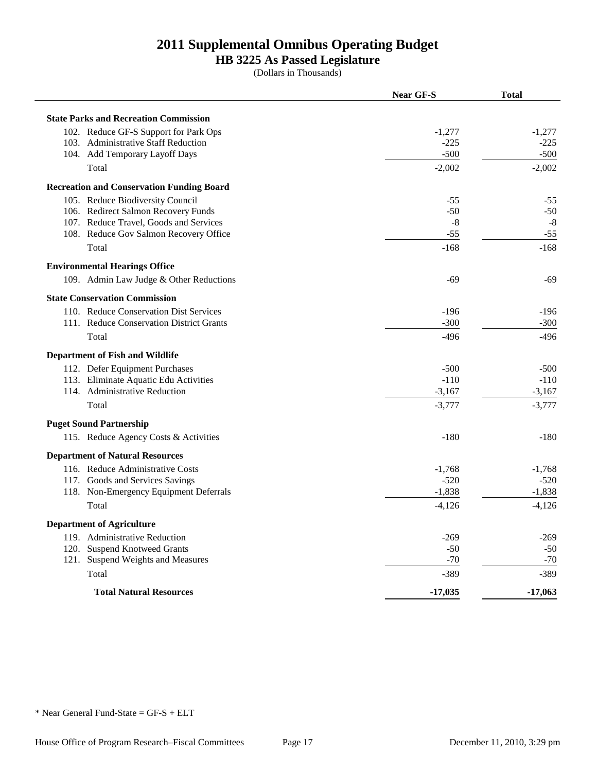# 2011 Supplemental Omnibus Operating Budget

## HB 3225 As Passed Legislature

(Dollars in Thousands)

| | Near GF-S | Total |
|---|---|---|
| **State Parks and Recreation Commission** | | |
| 102. Reduce GF-S Support for Park Ops | -1,277 | -1,277 |
| 103. Administrative Staff Reduction | -225 | -225 |
| 104. Add Temporary Layoff Days | -500 | -500 |
| Total | -2,002 | -2,002 |
| **Recreation and Conservation Funding Board** | | |
| 105. Reduce Biodiversity Council | -55 | -55 |
| 106. Redirect Salmon Recovery Funds | -50 | -50 |
| 107. Reduce Travel, Goods and Services | -8 | -8 |
| 108. Reduce Gov Salmon Recovery Office | -55 | -55 |
| Total | -168 | -168 |
| **Environmental Hearings Office** | | |
| 109. Admin Law Judge & Other Reductions | -69 | -69 |
| **State Conservation Commission** | | |
| 110. Reduce Conservation Dist Services | -196 | -196 |
| 111. Reduce Conservation District Grants | -300 | -300 |
| Total | -496 | -496 |
| **Department of Fish and Wildlife** | | |
| 112. Defer Equipment Purchases | -500 | -500 |
| 113. Eliminate Aquatic Edu Activities | -110 | -110 |
| 114. Administrative Reduction | -3,167 | -3,167 |
| Total | -3,777 | -3,777 |
| **Puget Sound Partnership** | | |
| 115. Reduce Agency Costs & Activities | -180 | -180 |
| **Department of Natural Resources** | | |
| 116. Reduce Administrative Costs | -1,768 | -1,768 |
| 117. Goods and Services Savings | -520 | -520 |
| 118. Non-Emergency Equipment Deferrals | -1,838 | -1,838 |
| Total | -4,126 | -4,126 |
| **Department of Agriculture** | | |
| 119. Administrative Reduction | -269 | -269 |
| 120. Suspend Knotweed Grants | -50 | -50 |
| 121. Suspend Weights and Measures | -70 | -70 |
| Total | -389 | -389 |
| **Total Natural Resources** | **-17,035** | **-17,063** |

\* Near General Fund-State = GF-S + ELT

House Office of Program Research–Fiscal Committees | December 11, 2010, 3:29 pm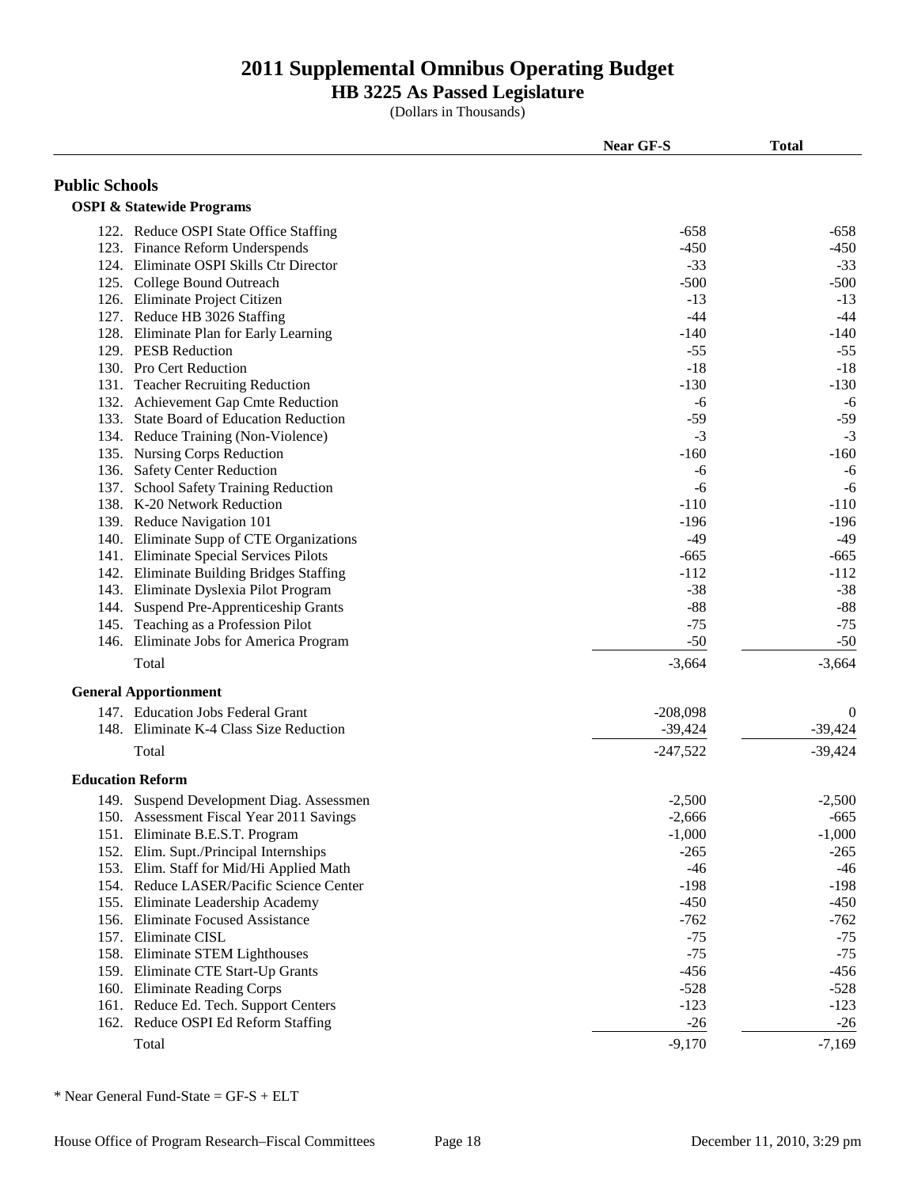# 2011 Supplemental Omnibus Operating Budget

## HB 3225 As Passed Legislature

(Dollars in Thousands)

| | Near GF-S | Total |
|---|---|---|
| **Public Schools** | | |
| **OSPI & Statewide Programs** | | |
| 122. Reduce OSPI State Office Staffing | -658 | -658 |
| 123. Finance Reform Underspends | -450 | -450 |
| 124. Eliminate OSPI Skills Ctr Director | -33 | -33 |
| 125. College Bound Outreach | -500 | -500 |
| 126. Eliminate Project Citizen | -13 | -13 |
| 127. Reduce HB 3026 Staffing | -44 | -44 |
| 128. Eliminate Plan for Early Learning | -140 | -140 |
| 129. PESB Reduction | -55 | -55 |
| 130. Pro Cert Reduction | -18 | -18 |
| 131. Teacher Recruiting Reduction | -130 | -130 |
| 132. Achievement Gap Cmte Reduction | -6 | -6 |
| 133. State Board of Education Reduction | -59 | -59 |
| 134. Reduce Training (Non-Violence) | -3 | -3 |
| 135. Nursing Corps Reduction | -160 | -160 |
| 136. Safety Center Reduction | -6 | -6 |
| 137. School Safety Training Reduction | -6 | -6 |
| 138. K-20 Network Reduction | -110 | -110 |
| 139. Reduce Navigation 101 | -196 | -196 |
| 140. Eliminate Supp of CTE Organizations | -49 | -49 |
| 141. Eliminate Special Services Pilots | -665 | -665 |
| 142. Eliminate Building Bridges Staffing | -112 | -112 |
| 143. Eliminate Dyslexia Pilot Program | -38 | -38 |
| 144. Suspend Pre-Apprenticeship Grants | -88 | -88 |
| 145. Teaching as a Profession Pilot | -75 | -75 |
| 146. Eliminate Jobs for America Program | -50 | -50 |
| Total | -3,664 | -3,664 |
| **General Apportionment** | | |
| 147. Education Jobs Federal Grant | -208,098 | 0 |
| 148. Eliminate K-4 Class Size Reduction | -39,424 | -39,424 |
| Total | -247,522 | -39,424 |
| **Education Reform** | | |
| 149. Suspend Development Diag. Assessmen | -2,500 | -2,500 |
| 150. Assessment Fiscal Year 2011 Savings | -2,666 | -665 |
| 151. Eliminate B.E.S.T. Program | -1,000 | -1,000 |
| 152. Elim. Supt./Principal Internships | -265 | -265 |
| 153. Elim. Staff for Mid/Hi Applied Math | -46 | -46 |
| 154. Reduce LASER/Pacific Science Center | -198 | -198 |
| 155. Eliminate Leadership Academy | -450 | -450 |
| 156. Eliminate Focused Assistance | -762 | -762 |
| 157. Eliminate CISL | -75 | -75 |
| 158. Eliminate STEM Lighthouses | -75 | -75 |
| 159. Eliminate CTE Start-Up Grants | -456 | -456 |
| 160. Eliminate Reading Corps | -528 | -528 |
| 161. Reduce Ed. Tech. Support Centers | -123 | -123 |
| 162. Reduce OSPI Ed Reform Staffing | -26 | -26 |
| Total | -9,170 | -7,169 |

\* Near General Fund-State = GF-S + ELT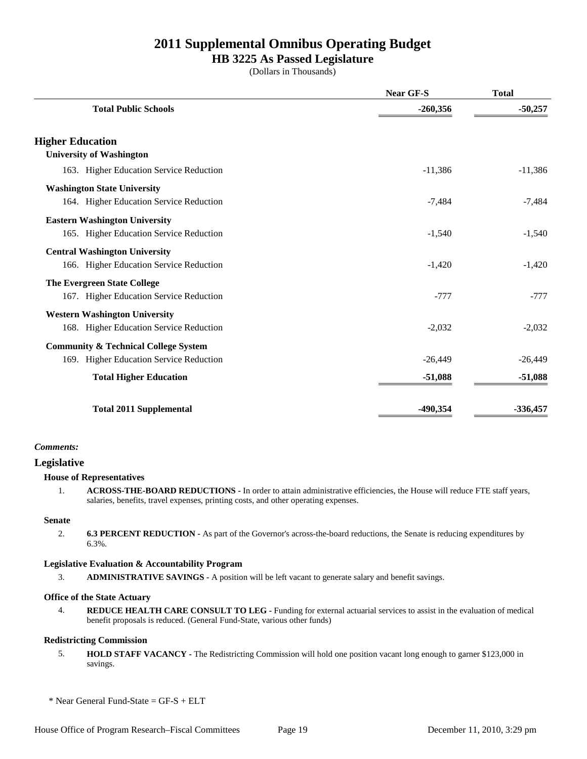# 2011 Supplemental Omnibus Operating Budget
## HB 3225 As Passed Legislature
(Dollars in Thousands)

| | Near GF-S | Total |
|---|---|---|
| **Total Public Schools** | **-260,356** | **-50,257** |
| | | |
| **Higher Education** | | |
| **University of Washington** | | |
| 163. Higher Education Service Reduction | -11,386 | -11,386 |
| **Washington State University** | | |
| 164. Higher Education Service Reduction | -7,484 | -7,484 |
| **Eastern Washington University** | | |
| 165. Higher Education Service Reduction | -1,540 | -1,540 |
| **Central Washington University** | | |
| 166. Higher Education Service Reduction | -1,420 | -1,420 |
| **The Evergreen State College** | | |
| 167. Higher Education Service Reduction | -777 | -777 |
| **Western Washington University** | | |
| 168. Higher Education Service Reduction | -2,032 | -2,032 |
| **Community & Technical College System** | | |
| 169. Higher Education Service Reduction | -26,449 | -26,449 |
| **Total Higher Education** | **-51,088** | **-51,088** |
| | | |
| **Total 2011 Supplemental** | **-490,354** | **-336,457** |

***Comments:***

## Legislative

### House of Representatives

1. **ACROSS-THE-BOARD REDUCTIONS -** In order to attain administrative efficiencies, the House will reduce FTE staff years, salaries, benefits, travel expenses, printing costs, and other operating expenses.

### Senate

2. **6.3 PERCENT REDUCTION -** As part of the Governor's across-the-board reductions, the Senate is reducing expenditures by 6.3%.

### Legislative Evaluation & Accountability Program

3. **ADMINISTRATIVE SAVINGS -** A position will be left vacant to generate salary and benefit savings.

### Office of the State Actuary

4. **REDUCE HEALTH CARE CONSULT TO LEG -** Funding for external actuarial services to assist in the evaluation of medical benefit proposals is reduced. (General Fund-State, various other funds)

### Redistricting Commission

5. **HOLD STAFF VACANCY -** The Redistricting Commission will hold one position vacant long enough to garner $123,000 in savings.

\* Near General Fund-State = GF-S + ELT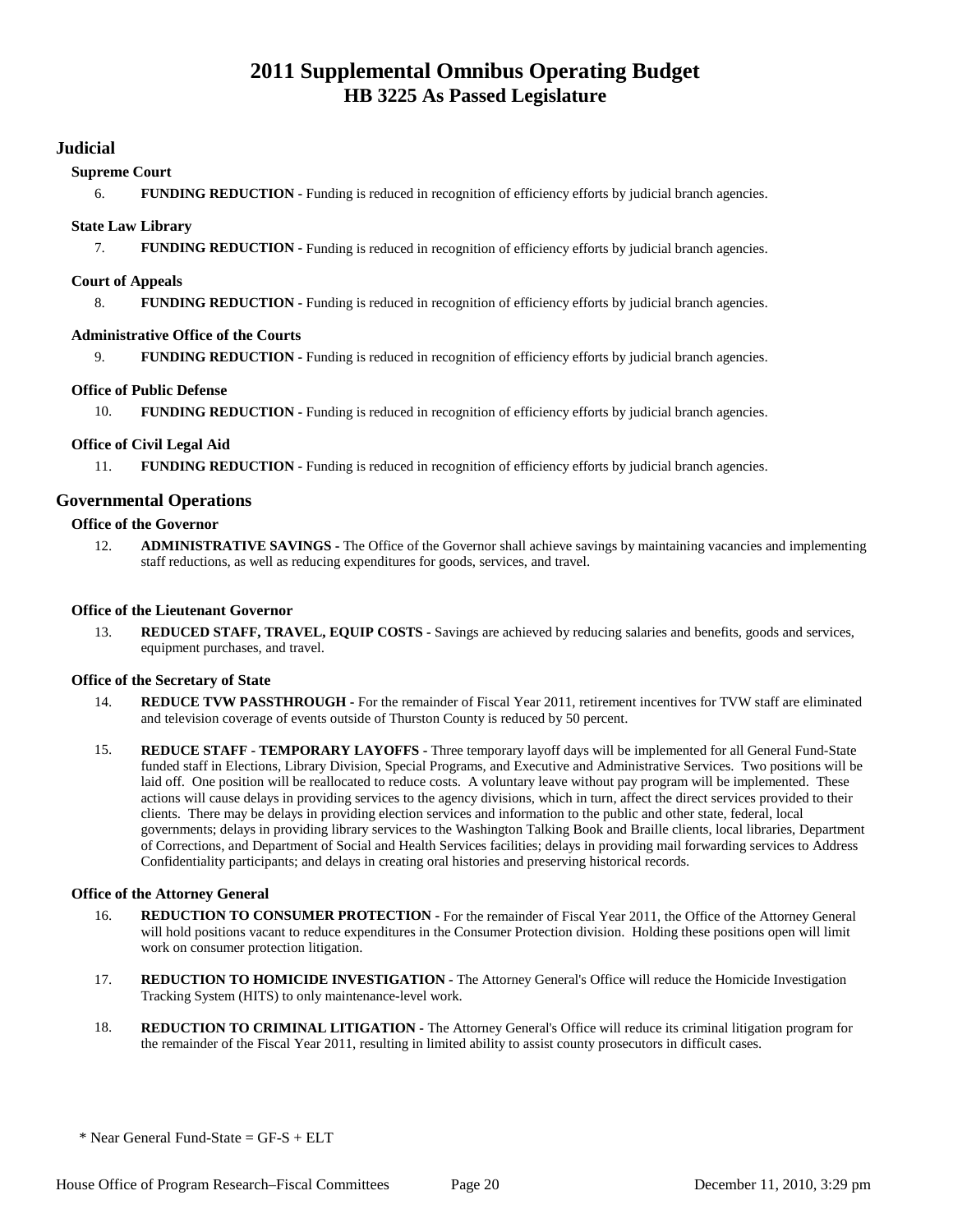## Judicial

### Supreme Court

6. **FUNDING REDUCTION -** Funding is reduced in recognition of efficiency efforts by judicial branch agencies.

### State Law Library

7. **FUNDING REDUCTION -** Funding is reduced in recognition of efficiency efforts by judicial branch agencies.

### Court of Appeals

8. **FUNDING REDUCTION -** Funding is reduced in recognition of efficiency efforts by judicial branch agencies.

### Administrative Office of the Courts

9. **FUNDING REDUCTION -** Funding is reduced in recognition of efficiency efforts by judicial branch agencies.

### Office of Public Defense

10. **FUNDING REDUCTION -** Funding is reduced in recognition of efficiency efforts by judicial branch agencies.

### Office of Civil Legal Aid

11. **FUNDING REDUCTION -** Funding is reduced in recognition of efficiency efforts by judicial branch agencies.

## Governmental Operations

### Office of the Governor

12. **ADMINISTRATIVE SAVINGS -** The Office of the Governor shall achieve savings by maintaining vacancies and implementing staff reductions, as well as reducing expenditures for goods, services, and travel.

### Office of the Lieutenant Governor

13. **REDUCED STAFF, TRAVEL, EQUIP COSTS -** Savings are achieved by reducing salaries and benefits, goods and services, equipment purchases, and travel.

### Office of the Secretary of State

14. **REDUCE TVW PASSTHROUGH -** For the remainder of Fiscal Year 2011, retirement incentives for TVW staff are eliminated and television coverage of events outside of Thurston County is reduced by 50 percent.

15. **REDUCE STAFF - TEMPORARY LAYOFFS -** Three temporary layoff days will be implemented for all General Fund-State funded staff in Elections, Library Division, Special Programs, and Executive and Administrative Services. Two positions will be laid off. One position will be reallocated to reduce costs. A voluntary leave without pay program will be implemented. These actions will cause delays in providing services to the agency divisions, which in turn, affect the direct services provided to their clients. There may be delays in providing election services and information to the public and other state, federal, local governments; delays in providing library services to the Washington Talking Book and Braille clients, local libraries, Department of Corrections, and Department of Social and Health Services facilities; delays in providing mail forwarding services to Address Confidentiality participants; and delays in creating oral histories and preserving historical records.

### Office of the Attorney General

16. **REDUCTION TO CONSUMER PROTECTION -** For the remainder of Fiscal Year 2011, the Office of the Attorney General will hold positions vacant to reduce expenditures in the Consumer Protection division. Holding these positions open will limit work on consumer protection litigation.

17. **REDUCTION TO HOMICIDE INVESTIGATION -** The Attorney General's Office will reduce the Homicide Investigation Tracking System (HITS) to only maintenance-level work.

18. **REDUCTION TO CRIMINAL LITIGATION -** The Attorney General's Office will reduce its criminal litigation program for the remainder of the Fiscal Year 2011, resulting in limited ability to assist county prosecutors in difficult cases.

\* Near General Fund-State = GF-S + ELT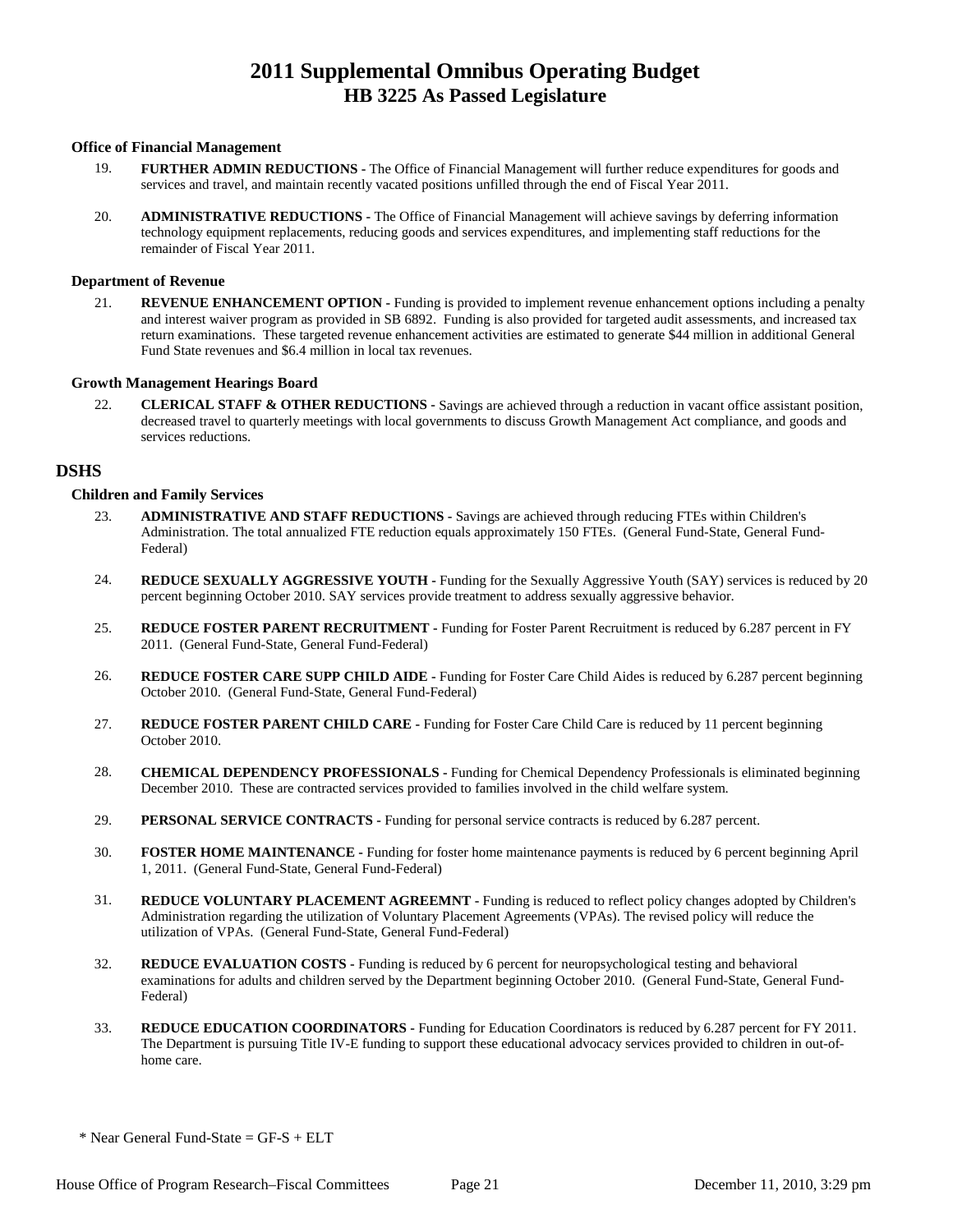# 2011 Supplemental Omnibus Operating Budget
## HB 3225 As Passed Legislature

#### Office of Financial Management

19. **FURTHER ADMIN REDUCTIONS -** The Office of Financial Management will further reduce expenditures for goods and services and travel, and maintain recently vacated positions unfilled through the end of Fiscal Year 2011.

20. **ADMINISTRATIVE REDUCTIONS -** The Office of Financial Management will achieve savings by deferring information technology equipment replacements, reducing goods and services expenditures, and implementing staff reductions for the remainder of Fiscal Year 2011.

#### Department of Revenue

21. **REVENUE ENHANCEMENT OPTION -** Funding is provided to implement revenue enhancement options including a penalty and interest waiver program as provided in SB 6892. Funding is also provided for targeted audit assessments, and increased tax return examinations. These targeted revenue enhancement activities are estimated to generate $44 million in additional General Fund State revenues and $6.4 million in local tax revenues.

#### Growth Management Hearings Board

22. **CLERICAL STAFF & OTHER REDUCTIONS -** Savings are achieved through a reduction in vacant office assistant position, decreased travel to quarterly meetings with local governments to discuss Growth Management Act compliance, and goods and services reductions.

### DSHS

#### Children and Family Services

23. **ADMINISTRATIVE AND STAFF REDUCTIONS -** Savings are achieved through reducing FTEs within Children's Administration. The total annualized FTE reduction equals approximately 150 FTEs. (General Fund-State, General Fund-Federal)

24. **REDUCE SEXUALLY AGGRESSIVE YOUTH -** Funding for the Sexually Aggressive Youth (SAY) services is reduced by 20 percent beginning October 2010. SAY services provide treatment to address sexually aggressive behavior.

25. **REDUCE FOSTER PARENT RECRUITMENT -** Funding for Foster Parent Recruitment is reduced by 6.287 percent in FY 2011. (General Fund-State, General Fund-Federal)

26. **REDUCE FOSTER CARE SUPP CHILD AIDE -** Funding for Foster Care Child Aides is reduced by 6.287 percent beginning October 2010. (General Fund-State, General Fund-Federal)

27. **REDUCE FOSTER PARENT CHILD CARE -** Funding for Foster Care Child Care is reduced by 11 percent beginning October 2010.

28. **CHEMICAL DEPENDENCY PROFESSIONALS -** Funding for Chemical Dependency Professionals is eliminated beginning December 2010. These are contracted services provided to families involved in the child welfare system.

29. **PERSONAL SERVICE CONTRACTS -** Funding for personal service contracts is reduced by 6.287 percent.

30. **FOSTER HOME MAINTENANCE -** Funding for foster home maintenance payments is reduced by 6 percent beginning April 1, 2011. (General Fund-State, General Fund-Federal)

31. **REDUCE VOLUNTARY PLACEMENT AGREEMNT -** Funding is reduced to reflect policy changes adopted by Children's Administration regarding the utilization of Voluntary Placement Agreements (VPAs). The revised policy will reduce the utilization of VPAs. (General Fund-State, General Fund-Federal)

32. **REDUCE EVALUATION COSTS -** Funding is reduced by 6 percent for neuropsychological testing and behavioral examinations for adults and children served by the Department beginning October 2010. (General Fund-State, General Fund-Federal)

33. **REDUCE EDUCATION COORDINATORS -** Funding for Education Coordinators is reduced by 6.287 percent for FY 2011. The Department is pursuing Title IV-E funding to support these educational advocacy services provided to children in out-of-home care.

\* Near General Fund-State = GF-S + ELT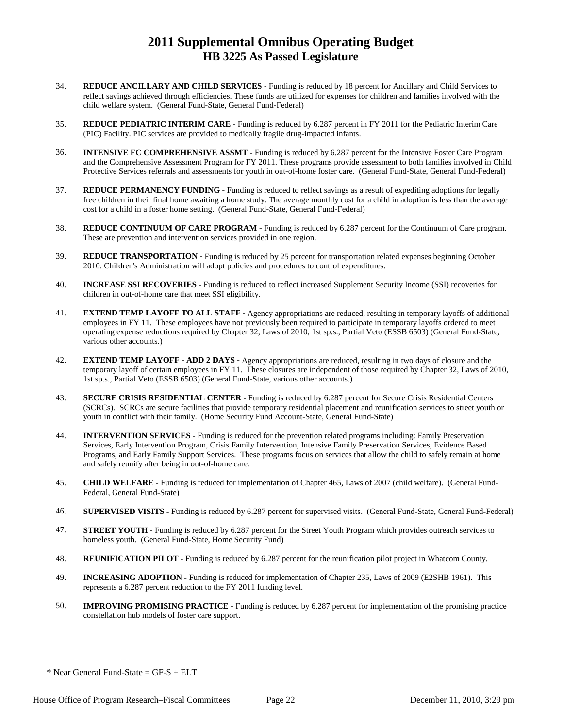# 2011 Supplemental Omnibus Operating Budget
## HB 3225 As Passed Legislature

34. **REDUCE ANCILLARY AND CHILD SERVICES -** Funding is reduced by 18 percent for Ancillary and Child Services to reflect savings achieved through efficiencies. These funds are utilized for expenses for children and families involved with the child welfare system. (General Fund-State, General Fund-Federal)

35. **REDUCE PEDIATRIC INTERIM CARE -** Funding is reduced by 6.287 percent in FY 2011 for the Pediatric Interim Care (PIC) Facility. PIC services are provided to medically fragile drug-impacted infants.

36. **INTENSIVE FC COMPREHENSIVE ASSMT -** Funding is reduced by 6.287 percent for the Intensive Foster Care Program and the Comprehensive Assessment Program for FY 2011. These programs provide assessment to both families involved in Child Protective Services referrals and assessments for youth in out-of-home foster care. (General Fund-State, General Fund-Federal)

37. **REDUCE PERMANENCY FUNDING -** Funding is reduced to reflect savings as a result of expediting adoptions for legally free children in their final home awaiting a home study. The average monthly cost for a child in adoption is less than the average cost for a child in a foster home setting. (General Fund-State, General Fund-Federal)

38. **REDUCE CONTINUUM OF CARE PROGRAM -** Funding is reduced by 6.287 percent for the Continuum of Care program. These are prevention and intervention services provided in one region.

39. **REDUCE TRANSPORTATION -** Funding is reduced by 25 percent for transportation related expenses beginning October 2010. Children's Administration will adopt policies and procedures to control expenditures.

40. **INCREASE SSI RECOVERIES -** Funding is reduced to reflect increased Supplement Security Income (SSI) recoveries for children in out-of-home care that meet SSI eligibility.

41. **EXTEND TEMP LAYOFF TO ALL STAFF -** Agency appropriations are reduced, resulting in temporary layoffs of additional employees in FY 11. These employees have not previously been required to participate in temporary layoffs ordered to meet operating expense reductions required by Chapter 32, Laws of 2010, 1st sp.s., Partial Veto (ESSB 6503) (General Fund-State, various other accounts.)

42. **EXTEND TEMP LAYOFF - ADD 2 DAYS -** Agency appropriations are reduced, resulting in two days of closure and the temporary layoff of certain employees in FY 11. These closures are independent of those required by Chapter 32, Laws of 2010, 1st sp.s., Partial Veto (ESSB 6503) (General Fund-State, various other accounts.)

43. **SECURE CRISIS RESIDENTIAL CENTER -** Funding is reduced by 6.287 percent for Secure Crisis Residential Centers (SCRCs). SCRCs are secure facilities that provide temporary residential placement and reunification services to street youth or youth in conflict with their family. (Home Security Fund Account-State, General Fund-State)

44. **INTERVENTION SERVICES -** Funding is reduced for the prevention related programs including: Family Preservation Services, Early Intervention Program, Crisis Family Intervention, Intensive Family Preservation Services, Evidence Based Programs, and Early Family Support Services. These programs focus on services that allow the child to safely remain at home and safely reunify after being in out-of-home care.

45. **CHILD WELFARE -** Funding is reduced for implementation of Chapter 465, Laws of 2007 (child welfare). (General Fund-Federal, General Fund-State)

46. **SUPERVISED VISITS -** Funding is reduced by 6.287 percent for supervised visits. (General Fund-State, General Fund-Federal)

47. **STREET YOUTH -** Funding is reduced by 6.287 percent for the Street Youth Program which provides outreach services to homeless youth. (General Fund-State, Home Security Fund)

48. **REUNIFICATION PILOT -** Funding is reduced by 6.287 percent for the reunification pilot project in Whatcom County.

49. **INCREASING ADOPTION -** Funding is reduced for implementation of Chapter 235, Laws of 2009 (E2SHB 1961). This represents a 6.287 percent reduction to the FY 2011 funding level.

50. **IMPROVING PROMISING PRACTICE -** Funding is reduced by 6.287 percent for implementation of the promising practice constellation hub models of foster care support.

\* Near General Fund-State = GF-S + ELT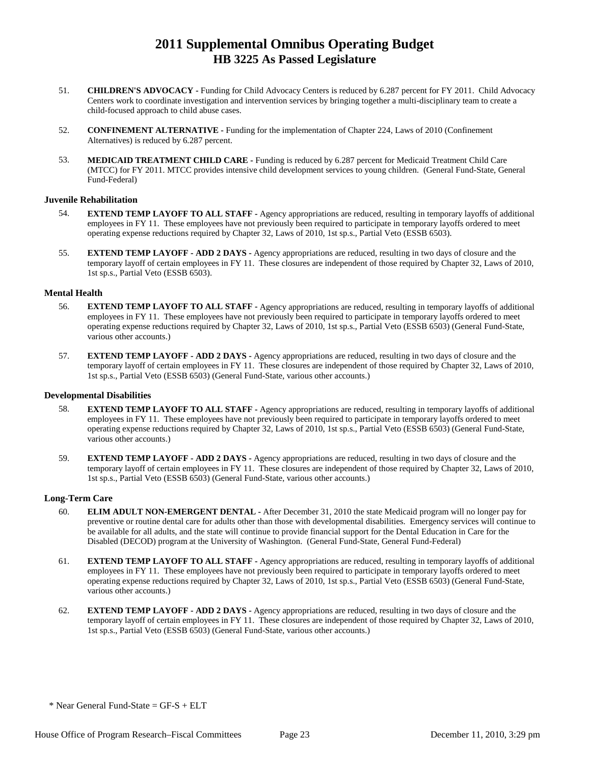51. **CHILDREN'S ADVOCACY -** Funding for Child Advocacy Centers is reduced by 6.287 percent for FY 2011. Child Advocacy Centers work to coordinate investigation and intervention services by bringing together a multi-disciplinary team to create a child-focused approach to child abuse cases.

52. **CONFINEMENT ALTERNATIVE -** Funding for the implementation of Chapter 224, Laws of 2010 (Confinement Alternatives) is reduced by 6.287 percent.

53. **MEDICAID TREATMENT CHILD CARE -** Funding is reduced by 6.287 percent for Medicaid Treatment Child Care (MTCC) for FY 2011. MTCC provides intensive child development services to young children. (General Fund-State, General Fund-Federal)

### Juvenile Rehabilitation

54. **EXTEND TEMP LAYOFF TO ALL STAFF -** Agency appropriations are reduced, resulting in temporary layoffs of additional employees in FY 11. These employees have not previously been required to participate in temporary layoffs ordered to meet operating expense reductions required by Chapter 32, Laws of 2010, 1st sp.s., Partial Veto (ESSB 6503).

55. **EXTEND TEMP LAYOFF - ADD 2 DAYS -** Agency appropriations are reduced, resulting in two days of closure and the temporary layoff of certain employees in FY 11. These closures are independent of those required by Chapter 32, Laws of 2010, 1st sp.s., Partial Veto (ESSB 6503).

### Mental Health

56. **EXTEND TEMP LAYOFF TO ALL STAFF -** Agency appropriations are reduced, resulting in temporary layoffs of additional employees in FY 11. These employees have not previously been required to participate in temporary layoffs ordered to meet operating expense reductions required by Chapter 32, Laws of 2010, 1st sp.s., Partial Veto (ESSB 6503) (General Fund-State, various other accounts.)

57. **EXTEND TEMP LAYOFF - ADD 2 DAYS -** Agency appropriations are reduced, resulting in two days of closure and the temporary layoff of certain employees in FY 11. These closures are independent of those required by Chapter 32, Laws of 2010, 1st sp.s., Partial Veto (ESSB 6503) (General Fund-State, various other accounts.)

### Developmental Disabilities

58. **EXTEND TEMP LAYOFF TO ALL STAFF -** Agency appropriations are reduced, resulting in temporary layoffs of additional employees in FY 11. These employees have not previously been required to participate in temporary layoffs ordered to meet operating expense reductions required by Chapter 32, Laws of 2010, 1st sp.s., Partial Veto (ESSB 6503) (General Fund-State, various other accounts.)

59. **EXTEND TEMP LAYOFF - ADD 2 DAYS -** Agency appropriations are reduced, resulting in two days of closure and the temporary layoff of certain employees in FY 11. These closures are independent of those required by Chapter 32, Laws of 2010, 1st sp.s., Partial Veto (ESSB 6503) (General Fund-State, various other accounts.)

### Long-Term Care

60. **ELIM ADULT NON-EMERGENT DENTAL -** After December 31, 2010 the state Medicaid program will no longer pay for preventive or routine dental care for adults other than those with developmental disabilities. Emergency services will continue to be available for all adults, and the state will continue to provide financial support for the Dental Education in Care for the Disabled (DECOD) program at the University of Washington. (General Fund-State, General Fund-Federal)

61. **EXTEND TEMP LAYOFF TO ALL STAFF -** Agency appropriations are reduced, resulting in temporary layoffs of additional employees in FY 11. These employees have not previously been required to participate in temporary layoffs ordered to meet operating expense reductions required by Chapter 32, Laws of 2010, 1st sp.s., Partial Veto (ESSB 6503) (General Fund-State, various other accounts.)

62. **EXTEND TEMP LAYOFF - ADD 2 DAYS -** Agency appropriations are reduced, resulting in two days of closure and the temporary layoff of certain employees in FY 11. These closures are independent of those required by Chapter 32, Laws of 2010, 1st sp.s., Partial Veto (ESSB 6503) (General Fund-State, various other accounts.)

\* Near General Fund-State = GF-S + ELT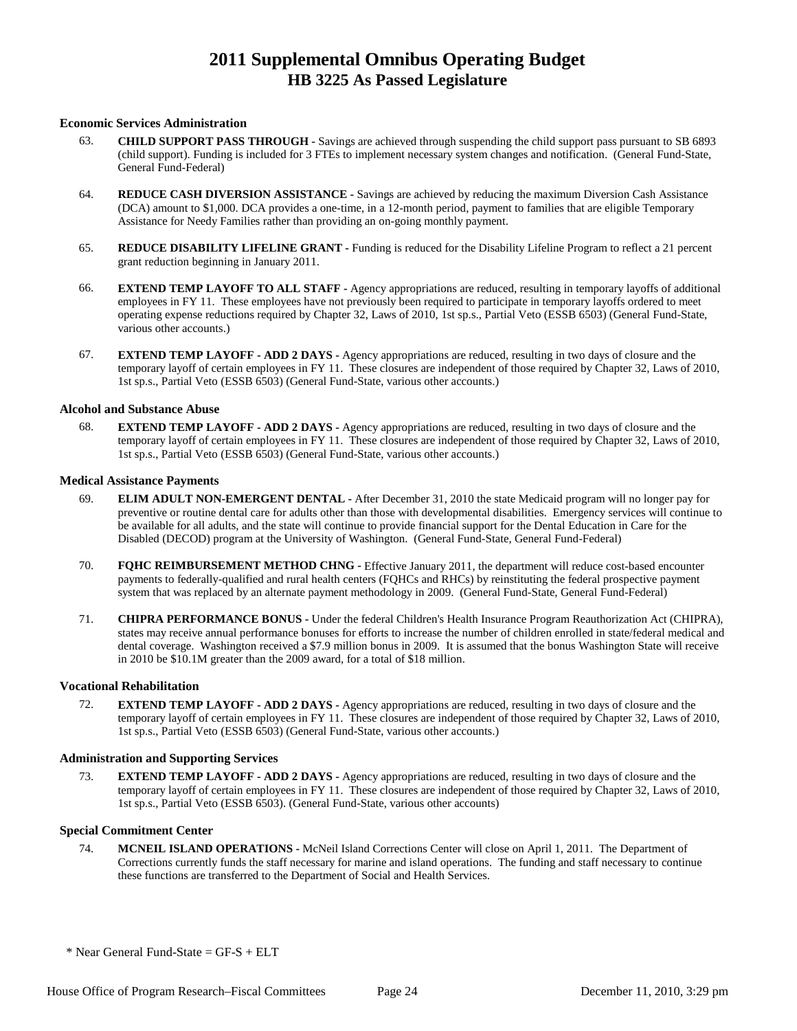# 2011 Supplemental Omnibus Operating Budget
## HB 3225 As Passed Legislature

### Economic Services Administration

63. **CHILD SUPPORT PASS THROUGH -** Savings are achieved through suspending the child support pass pursuant to SB 6893 (child support). Funding is included for 3 FTEs to implement necessary system changes and notification. (General Fund-State, General Fund-Federal)

64. **REDUCE CASH DIVERSION ASSISTANCE -** Savings are achieved by reducing the maximum Diversion Cash Assistance (DCA) amount to $1,000. DCA provides a one-time, in a 12-month period, payment to families that are eligible Temporary Assistance for Needy Families rather than providing an on-going monthly payment.

65. **REDUCE DISABILITY LIFELINE GRANT -** Funding is reduced for the Disability Lifeline Program to reflect a 21 percent grant reduction beginning in January 2011.

66. **EXTEND TEMP LAYOFF TO ALL STAFF -** Agency appropriations are reduced, resulting in temporary layoffs of additional employees in FY 11. These employees have not previously been required to participate in temporary layoffs ordered to meet operating expense reductions required by Chapter 32, Laws of 2010, 1st sp.s., Partial Veto (ESSB 6503) (General Fund-State, various other accounts.)

67. **EXTEND TEMP LAYOFF - ADD 2 DAYS -** Agency appropriations are reduced, resulting in two days of closure and the temporary layoff of certain employees in FY 11. These closures are independent of those required by Chapter 32, Laws of 2010, 1st sp.s., Partial Veto (ESSB 6503) (General Fund-State, various other accounts.)

### Alcohol and Substance Abuse

68. **EXTEND TEMP LAYOFF - ADD 2 DAYS -** Agency appropriations are reduced, resulting in two days of closure and the temporary layoff of certain employees in FY 11. These closures are independent of those required by Chapter 32, Laws of 2010, 1st sp.s., Partial Veto (ESSB 6503) (General Fund-State, various other accounts.)

### Medical Assistance Payments

69. **ELIM ADULT NON-EMERGENT DENTAL -** After December 31, 2010 the state Medicaid program will no longer pay for preventive or routine dental care for adults other than those with developmental disabilities. Emergency services will continue to be available for all adults, and the state will continue to provide financial support for the Dental Education in Care for the Disabled (DECOD) program at the University of Washington. (General Fund-State, General Fund-Federal)

70. **FQHC REIMBURSEMENT METHOD CHNG -** Effective January 2011, the department will reduce cost-based encounter payments to federally-qualified and rural health centers (FQHCs and RHCs) by reinstituting the federal prospective payment system that was replaced by an alternate payment methodology in 2009. (General Fund-State, General Fund-Federal)

71. **CHIPRA PERFORMANCE BONUS -** Under the federal Children's Health Insurance Program Reauthorization Act (CHIPRA), states may receive annual performance bonuses for efforts to increase the number of children enrolled in state/federal medical and dental coverage. Washington received a $7.9 million bonus in 2009. It is assumed that the bonus Washington State will receive in 2010 be $10.1M greater than the 2009 award, for a total of $18 million.

### Vocational Rehabilitation

72. **EXTEND TEMP LAYOFF - ADD 2 DAYS -** Agency appropriations are reduced, resulting in two days of closure and the temporary layoff of certain employees in FY 11. These closures are independent of those required by Chapter 32, Laws of 2010, 1st sp.s., Partial Veto (ESSB 6503) (General Fund-State, various other accounts.)

### Administration and Supporting Services

73. **EXTEND TEMP LAYOFF - ADD 2 DAYS -** Agency appropriations are reduced, resulting in two days of closure and the temporary layoff of certain employees in FY 11. These closures are independent of those required by Chapter 32, Laws of 2010, 1st sp.s., Partial Veto (ESSB 6503). (General Fund-State, various other accounts)

### Special Commitment Center

74. **MCNEIL ISLAND OPERATIONS -** McNeil Island Corrections Center will close on April 1, 2011. The Department of Corrections currently funds the staff necessary for marine and island operations. The funding and staff necessary to continue these functions are transferred to the Department of Social and Health Services.

\* Near General Fund-State = GF-S + ELT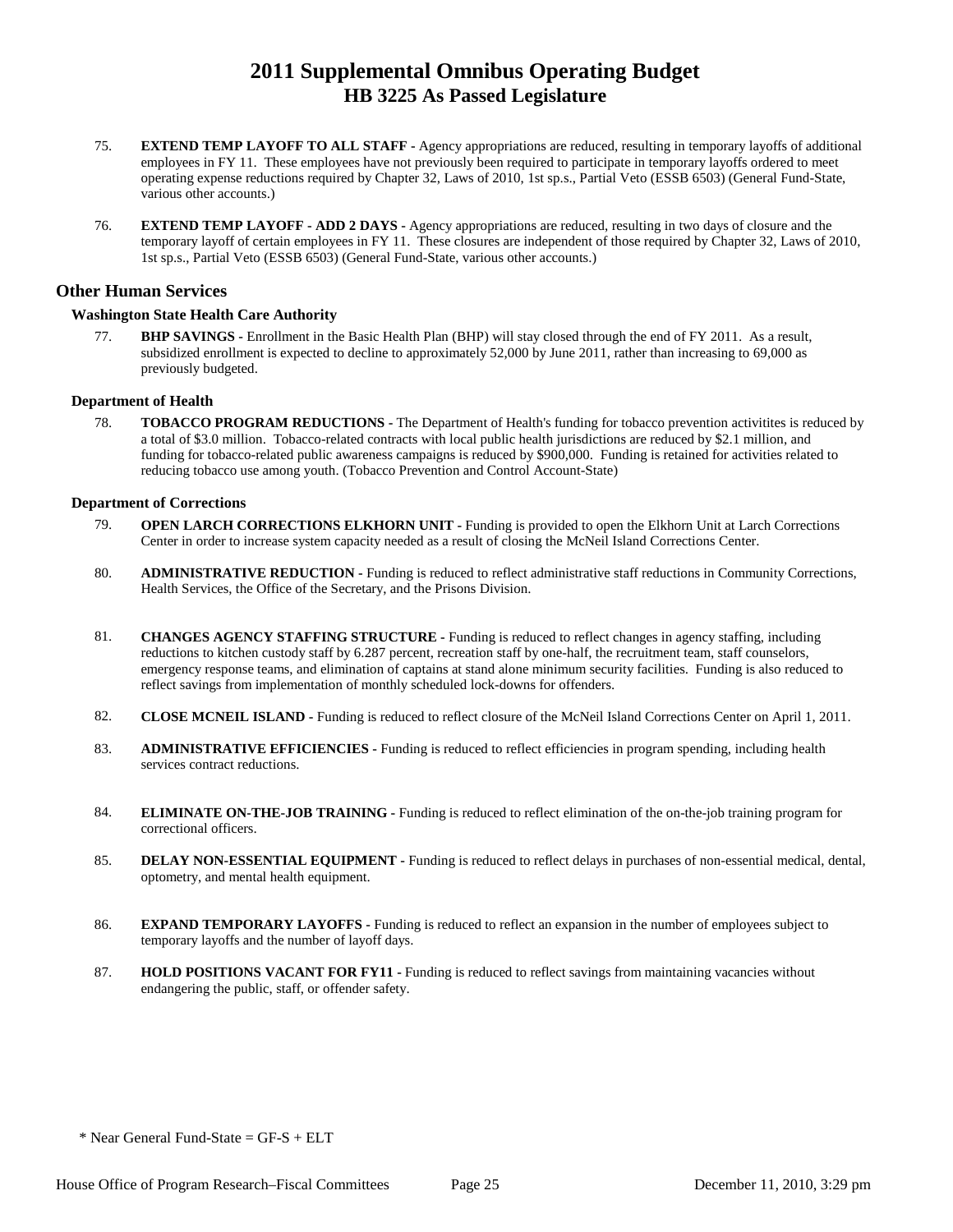75. **EXTEND TEMP LAYOFF TO ALL STAFF -** Agency appropriations are reduced, resulting in temporary layoffs of additional employees in FY 11. These employees have not previously been required to participate in temporary layoffs ordered to meet operating expense reductions required by Chapter 32, Laws of 2010, 1st sp.s., Partial Veto (ESSB 6503) (General Fund-State, various other accounts.)

76. **EXTEND TEMP LAYOFF - ADD 2 DAYS -** Agency appropriations are reduced, resulting in two days of closure and the temporary layoff of certain employees in FY 11. These closures are independent of those required by Chapter 32, Laws of 2010, 1st sp.s., Partial Veto (ESSB 6503) (General Fund-State, various other accounts.)

## Other Human Services

### Washington State Health Care Authority

77. **BHP SAVINGS -** Enrollment in the Basic Health Plan (BHP) will stay closed through the end of FY 2011. As a result, subsidized enrollment is expected to decline to approximately 52,000 by June 2011, rather than increasing to 69,000 as previously budgeted.

### Department of Health

78. **TOBACCO PROGRAM REDUCTIONS -** The Department of Health's funding for tobacco prevention activitites is reduced by a total of $3.0 million. Tobacco-related contracts with local public health jurisdictions are reduced by $2.1 million, and funding for tobacco-related public awareness campaigns is reduced by $900,000. Funding is retained for activities related to reducing tobacco use among youth. (Tobacco Prevention and Control Account-State)

### Department of Corrections

79. **OPEN LARCH CORRECTIONS ELKHORN UNIT -** Funding is provided to open the Elkhorn Unit at Larch Corrections Center in order to increase system capacity needed as a result of closing the McNeil Island Corrections Center.

80. **ADMINISTRATIVE REDUCTION -** Funding is reduced to reflect administrative staff reductions in Community Corrections, Health Services, the Office of the Secretary, and the Prisons Division.

81. **CHANGES AGENCY STAFFING STRUCTURE -** Funding is reduced to reflect changes in agency staffing, including reductions to kitchen custody staff by 6.287 percent, recreation staff by one-half, the recruitment team, staff counselors, emergency response teams, and elimination of captains at stand alone minimum security facilities. Funding is also reduced to reflect savings from implementation of monthly scheduled lock-downs for offenders.

82. **CLOSE MCNEIL ISLAND -** Funding is reduced to reflect closure of the McNeil Island Corrections Center on April 1, 2011.

83. **ADMINISTRATIVE EFFICIENCIES -** Funding is reduced to reflect efficiencies in program spending, including health services contract reductions.

84. **ELIMINATE ON-THE-JOB TRAINING -** Funding is reduced to reflect elimination of the on-the-job training program for correctional officers.

85. **DELAY NON-ESSENTIAL EQUIPMENT -** Funding is reduced to reflect delays in purchases of non-essential medical, dental, optometry, and mental health equipment.

86. **EXPAND TEMPORARY LAYOFFS -** Funding is reduced to reflect an expansion in the number of employees subject to temporary layoffs and the number of layoff days.

87. **HOLD POSITIONS VACANT FOR FY11 -** Funding is reduced to reflect savings from maintaining vacancies without endangering the public, staff, or offender safety.

* Near General Fund-State = GF-S + ELT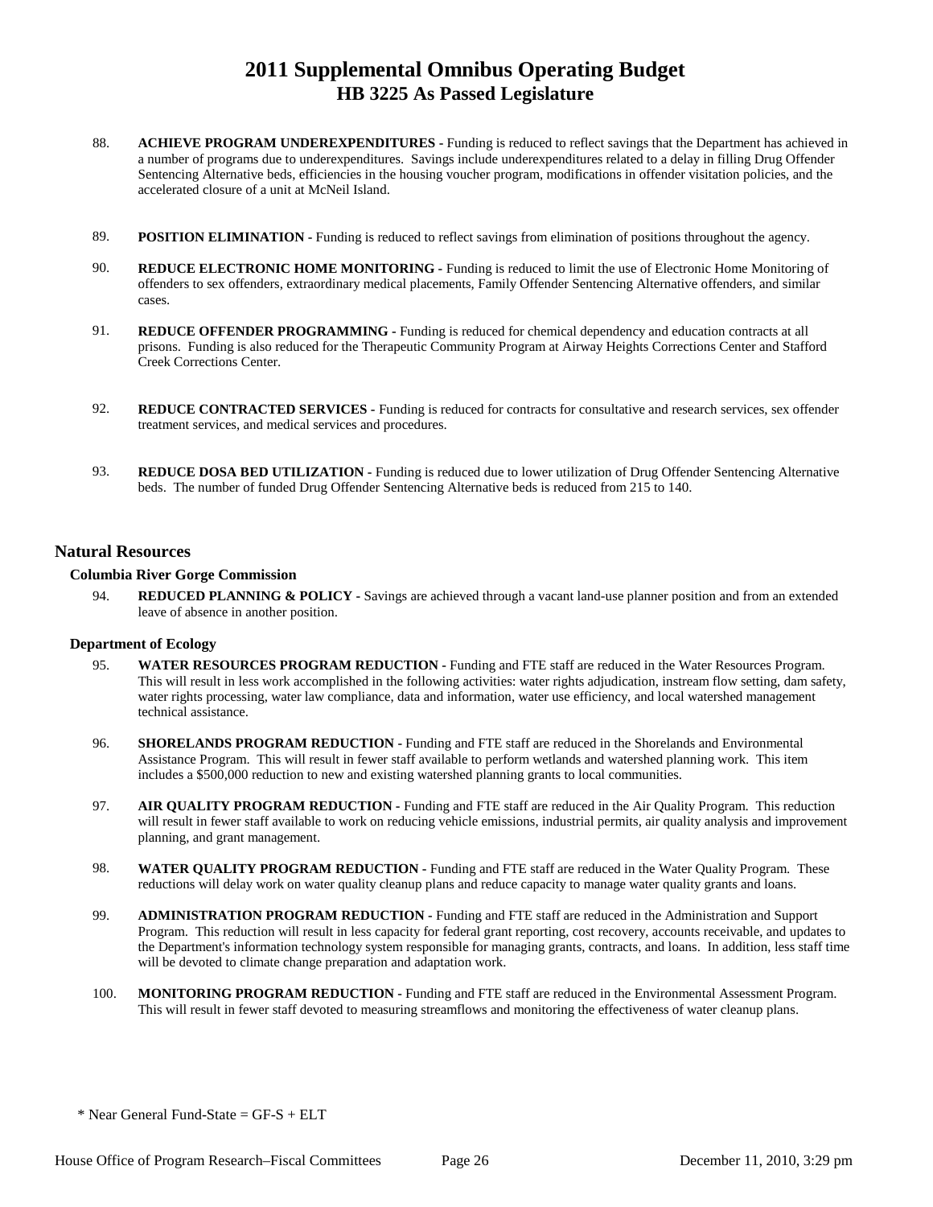88. **ACHIEVE PROGRAM UNDEREXPENDITURES -** Funding is reduced to reflect savings that the Department has achieved in a number of programs due to underexpenditures. Savings include underexpenditures related to a delay in filling Drug Offender Sentencing Alternative beds, efficiencies in the housing voucher program, modifications in offender visitation policies, and the accelerated closure of a unit at McNeil Island.

89. **POSITION ELIMINATION -** Funding is reduced to reflect savings from elimination of positions throughout the agency.

90. **REDUCE ELECTRONIC HOME MONITORING -** Funding is reduced to limit the use of Electronic Home Monitoring of offenders to sex offenders, extraordinary medical placements, Family Offender Sentencing Alternative offenders, and similar cases.

91. **REDUCE OFFENDER PROGRAMMING -** Funding is reduced for chemical dependency and education contracts at all prisons. Funding is also reduced for the Therapeutic Community Program at Airway Heights Corrections Center and Stafford Creek Corrections Center.

92. **REDUCE CONTRACTED SERVICES -** Funding is reduced for contracts for consultative and research services, sex offender treatment services, and medical services and procedures.

93. **REDUCE DOSA BED UTILIZATION -** Funding is reduced due to lower utilization of Drug Offender Sentencing Alternative beds. The number of funded Drug Offender Sentencing Alternative beds is reduced from 215 to 140.

## Natural Resources

### Columbia River Gorge Commission

94. **REDUCED PLANNING & POLICY -** Savings are achieved through a vacant land-use planner position and from an extended leave of absence in another position.

### Department of Ecology

95. **WATER RESOURCES PROGRAM REDUCTION -** Funding and FTE staff are reduced in the Water Resources Program. This will result in less work accomplished in the following activities: water rights adjudication, instream flow setting, dam safety, water rights processing, water law compliance, data and information, water use efficiency, and local watershed management technical assistance.

96. **SHORELANDS PROGRAM REDUCTION -** Funding and FTE staff are reduced in the Shorelands and Environmental Assistance Program. This will result in fewer staff available to perform wetlands and watershed planning work. This item includes a $500,000 reduction to new and existing watershed planning grants to local communities.

97. **AIR QUALITY PROGRAM REDUCTION -** Funding and FTE staff are reduced in the Air Quality Program. This reduction will result in fewer staff available to work on reducing vehicle emissions, industrial permits, air quality analysis and improvement planning, and grant management.

98. **WATER QUALITY PROGRAM REDUCTION -** Funding and FTE staff are reduced in the Water Quality Program. These reductions will delay work on water quality cleanup plans and reduce capacity to manage water quality grants and loans.

99. **ADMINISTRATION PROGRAM REDUCTION -** Funding and FTE staff are reduced in the Administration and Support Program. This reduction will result in less capacity for federal grant reporting, cost recovery, accounts receivable, and updates to the Department's information technology system responsible for managing grants, contracts, and loans. In addition, less staff time will be devoted to climate change preparation and adaptation work.

100. **MONITORING PROGRAM REDUCTION -** Funding and FTE staff are reduced in the Environmental Assessment Program. This will result in fewer staff devoted to measuring streamflows and monitoring the effectiveness of water cleanup plans.

\* Near General Fund-State = GF-S + ELT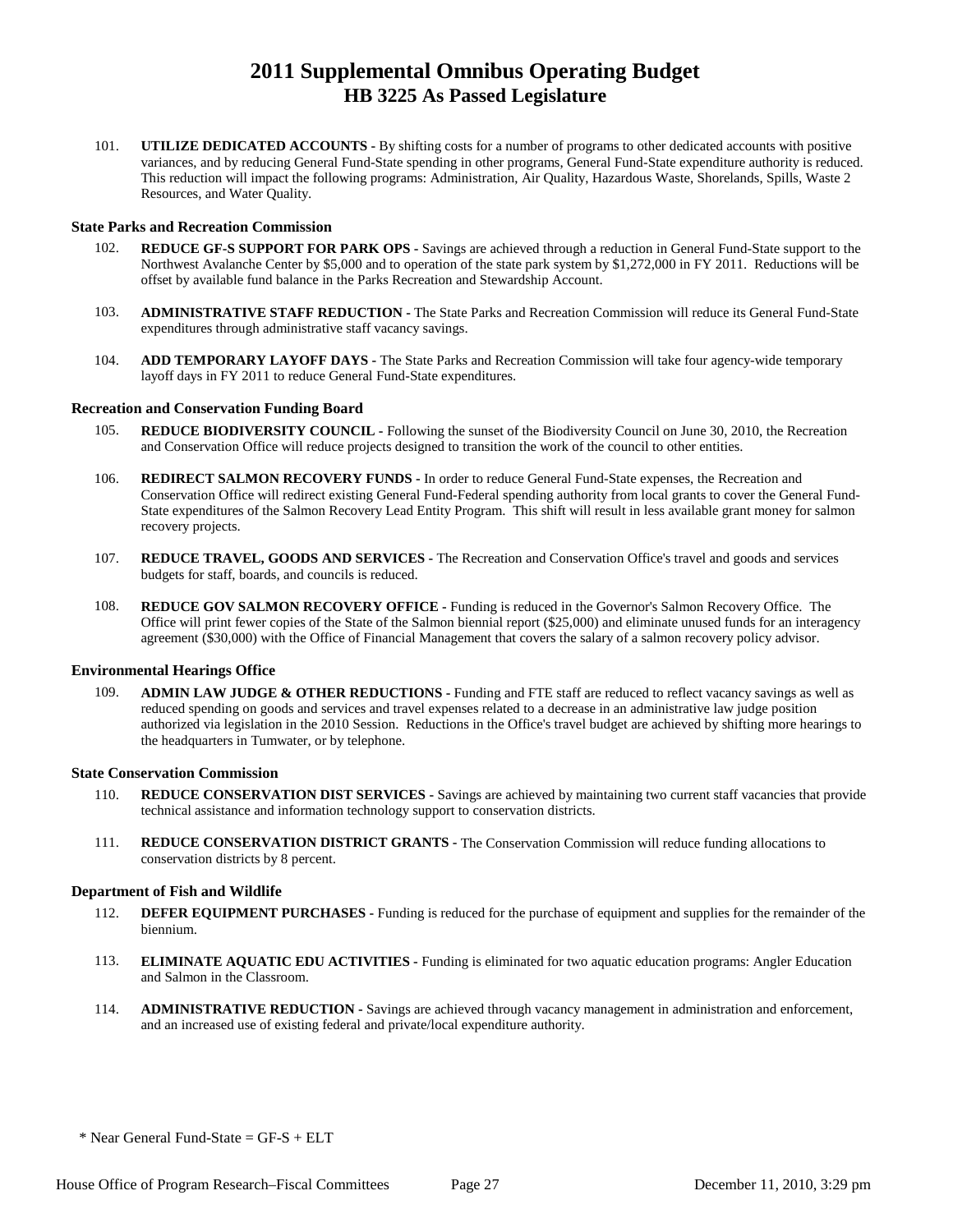101. **UTILIZE DEDICATED ACCOUNTS -** By shifting costs for a number of programs to other dedicated accounts with positive variances, and by reducing General Fund-State spending in other programs, General Fund-State expenditure authority is reduced. This reduction will impact the following programs: Administration, Air Quality, Hazardous Waste, Shorelands, Spills, Waste 2 Resources, and Water Quality.

### State Parks and Recreation Commission

102. **REDUCE GF-S SUPPORT FOR PARK OPS -** Savings are achieved through a reduction in General Fund-State support to the Northwest Avalanche Center by $5,000 and to operation of the state park system by $1,272,000 in FY 2011. Reductions will be offset by available fund balance in the Parks Recreation and Stewardship Account.

103. **ADMINISTRATIVE STAFF REDUCTION -** The State Parks and Recreation Commission will reduce its General Fund-State expenditures through administrative staff vacancy savings.

104. **ADD TEMPORARY LAYOFF DAYS -** The State Parks and Recreation Commission will take four agency-wide temporary layoff days in FY 2011 to reduce General Fund-State expenditures.

### Recreation and Conservation Funding Board

105. **REDUCE BIODIVERSITY COUNCIL -** Following the sunset of the Biodiversity Council on June 30, 2010, the Recreation and Conservation Office will reduce projects designed to transition the work of the council to other entities.

106. **REDIRECT SALMON RECOVERY FUNDS -** In order to reduce General Fund-State expenses, the Recreation and Conservation Office will redirect existing General Fund-Federal spending authority from local grants to cover the General Fund-State expenditures of the Salmon Recovery Lead Entity Program. This shift will result in less available grant money for salmon recovery projects.

107. **REDUCE TRAVEL, GOODS AND SERVICES -** The Recreation and Conservation Office's travel and goods and services budgets for staff, boards, and councils is reduced.

108. **REDUCE GOV SALMON RECOVERY OFFICE -** Funding is reduced in the Governor's Salmon Recovery Office. The Office will print fewer copies of the State of the Salmon biennial report ($25,000) and eliminate unused funds for an interagency agreement ($30,000) with the Office of Financial Management that covers the salary of a salmon recovery policy advisor.

### Environmental Hearings Office

109. **ADMIN LAW JUDGE & OTHER REDUCTIONS -** Funding and FTE staff are reduced to reflect vacancy savings as well as reduced spending on goods and services and travel expenses related to a decrease in an administrative law judge position authorized via legislation in the 2010 Session. Reductions in the Office's travel budget are achieved by shifting more hearings to the headquarters in Tumwater, or by telephone.

### State Conservation Commission

110. **REDUCE CONSERVATION DIST SERVICES -** Savings are achieved by maintaining two current staff vacancies that provide technical assistance and information technology support to conservation districts.

111. **REDUCE CONSERVATION DISTRICT GRANTS -** The Conservation Commission will reduce funding allocations to conservation districts by 8 percent.

### Department of Fish and Wildlife

112. **DEFER EQUIPMENT PURCHASES -** Funding is reduced for the purchase of equipment and supplies for the remainder of the biennium.

113. **ELIMINATE AQUATIC EDU ACTIVITIES -** Funding is eliminated for two aquatic education programs: Angler Education and Salmon in the Classroom.

114. **ADMINISTRATIVE REDUCTION -** Savings are achieved through vacancy management in administration and enforcement, and an increased use of existing federal and private/local expenditure authority.

\* Near General Fund-State = GF-S + ELT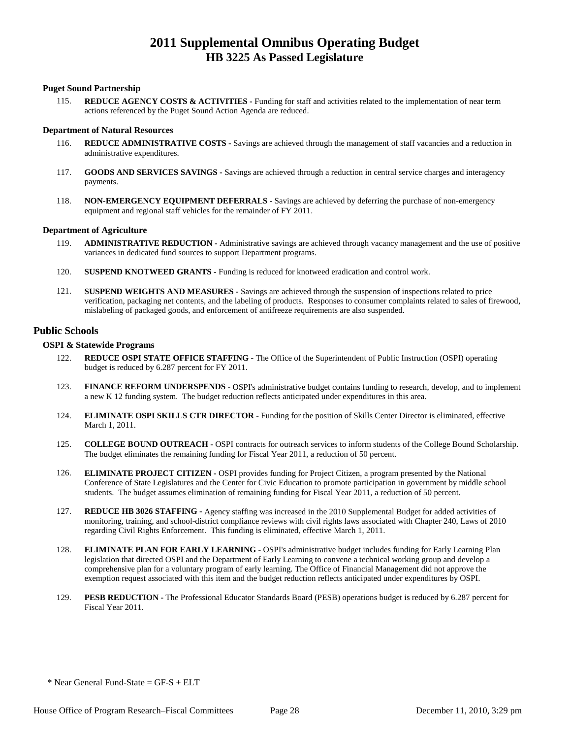# 2011 Supplemental Omnibus Operating Budget
## HB 3225 As Passed Legislature

#### Puget Sound Partnership

115. **REDUCE AGENCY COSTS & ACTIVITIES -** Funding for staff and activities related to the implementation of near term actions referenced by the Puget Sound Action Agenda are reduced.

#### Department of Natural Resources

116. **REDUCE ADMINISTRATIVE COSTS -** Savings are achieved through the management of staff vacancies and a reduction in administrative expenditures.

117. **GOODS AND SERVICES SAVINGS -** Savings are achieved through a reduction in central service charges and interagency payments.

118. **NON-EMERGENCY EQUIPMENT DEFERRALS -** Savings are achieved by deferring the purchase of non-emergency equipment and regional staff vehicles for the remainder of FY 2011.

#### Department of Agriculture

119. **ADMINISTRATIVE REDUCTION -** Administrative savings are achieved through vacancy management and the use of positive variances in dedicated fund sources to support Department programs.

120. **SUSPEND KNOTWEED GRANTS -** Funding is reduced for knotweed eradication and control work.

121. **SUSPEND WEIGHTS AND MEASURES -** Savings are achieved through the suspension of inspections related to price verification, packaging net contents, and the labeling of products. Responses to consumer complaints related to sales of firewood, mislabeling of packaged goods, and enforcement of antifreeze requirements are also suspended.

### Public Schools

#### OSPI & Statewide Programs

122. **REDUCE OSPI STATE OFFICE STAFFING -** The Office of the Superintendent of Public Instruction (OSPI) operating budget is reduced by 6.287 percent for FY 2011.

123. **FINANCE REFORM UNDERSPENDS -** OSPI's administrative budget contains funding to research, develop, and to implement a new K 12 funding system. The budget reduction reflects anticipated under expenditures in this area.

124. **ELIMINATE OSPI SKILLS CTR DIRECTOR -** Funding for the position of Skills Center Director is eliminated, effective March 1, 2011.

125. **COLLEGE BOUND OUTREACH -** OSPI contracts for outreach services to inform students of the College Bound Scholarship. The budget eliminates the remaining funding for Fiscal Year 2011, a reduction of 50 percent.

126. **ELIMINATE PROJECT CITIZEN -** OSPI provides funding for Project Citizen, a program presented by the National Conference of State Legislatures and the Center for Civic Education to promote participation in government by middle school students. The budget assumes elimination of remaining funding for Fiscal Year 2011, a reduction of 50 percent.

127. **REDUCE HB 3026 STAFFING -** Agency staffing was increased in the 2010 Supplemental Budget for added activities of monitoring, training, and school-district compliance reviews with civil rights laws associated with Chapter 240, Laws of 2010 regarding Civil Rights Enforcement. This funding is eliminated, effective March 1, 2011.

128. **ELIMINATE PLAN FOR EARLY LEARNING -** OSPI's administrative budget includes funding for Early Learning Plan legislation that directed OSPI and the Department of Early Learning to convene a technical working group and develop a comprehensive plan for a voluntary program of early learning. The Office of Financial Management did not approve the exemption request associated with this item and the budget reduction reflects anticipated under expenditures by OSPI.

129. **PESB REDUCTION -** The Professional Educator Standards Board (PESB) operations budget is reduced by 6.287 percent for Fiscal Year 2011.

\* Near General Fund-State = GF-S + ELT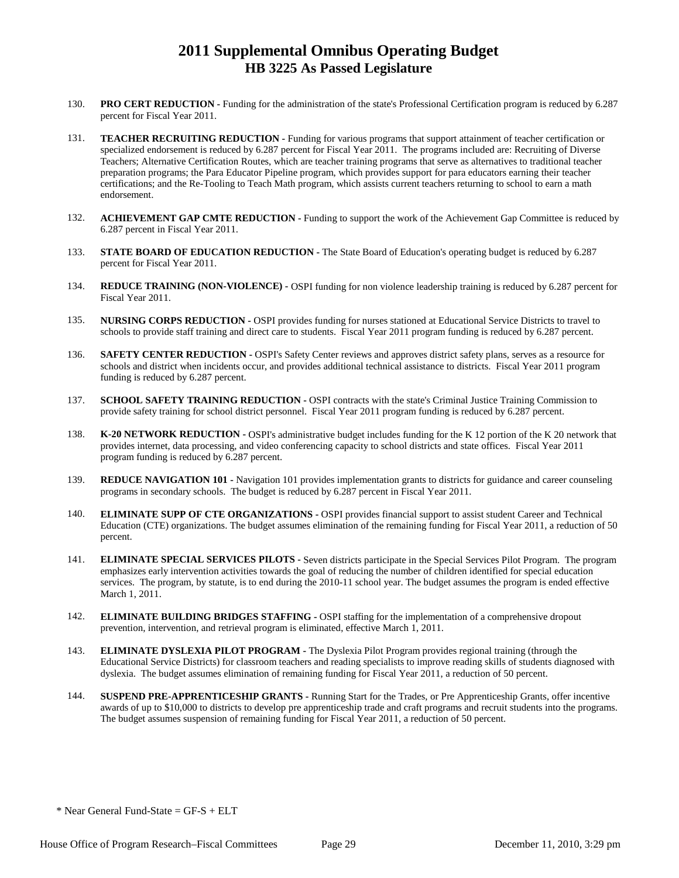# 2011 Supplemental Omnibus Operating Budget
## HB 3225 As Passed Legislature

130. **PRO CERT REDUCTION -** Funding for the administration of the state's Professional Certification program is reduced by 6.287 percent for Fiscal Year 2011.

131. **TEACHER RECRUITING REDUCTION -** Funding for various programs that support attainment of teacher certification or specialized endorsement is reduced by 6.287 percent for Fiscal Year 2011. The programs included are: Recruiting of Diverse Teachers; Alternative Certification Routes, which are teacher training programs that serve as alternatives to traditional teacher preparation programs; the Para Educator Pipeline program, which provides support for para educators earning their teacher certifications; and the Re-Tooling to Teach Math program, which assists current teachers returning to school to earn a math endorsement.

132. **ACHIEVEMENT GAP CMTE REDUCTION -** Funding to support the work of the Achievement Gap Committee is reduced by 6.287 percent in Fiscal Year 2011.

133. **STATE BOARD OF EDUCATION REDUCTION -** The State Board of Education's operating budget is reduced by 6.287 percent for Fiscal Year 2011.

134. **REDUCE TRAINING (NON-VIOLENCE) -** OSPI funding for non violence leadership training is reduced by 6.287 percent for Fiscal Year 2011.

135. **NURSING CORPS REDUCTION -** OSPI provides funding for nurses stationed at Educational Service Districts to travel to schools to provide staff training and direct care to students. Fiscal Year 2011 program funding is reduced by 6.287 percent.

136. **SAFETY CENTER REDUCTION -** OSPI's Safety Center reviews and approves district safety plans, serves as a resource for schools and district when incidents occur, and provides additional technical assistance to districts. Fiscal Year 2011 program funding is reduced by 6.287 percent.

137. **SCHOOL SAFETY TRAINING REDUCTION -** OSPI contracts with the state's Criminal Justice Training Commission to provide safety training for school district personnel. Fiscal Year 2011 program funding is reduced by 6.287 percent.

138. **K-20 NETWORK REDUCTION -** OSPI's administrative budget includes funding for the K 12 portion of the K 20 network that provides internet, data processing, and video conferencing capacity to school districts and state offices. Fiscal Year 2011 program funding is reduced by 6.287 percent.

139. **REDUCE NAVIGATION 101 -** Navigation 101 provides implementation grants to districts for guidance and career counseling programs in secondary schools. The budget is reduced by 6.287 percent in Fiscal Year 2011.

140. **ELIMINATE SUPP OF CTE ORGANIZATIONS -** OSPI provides financial support to assist student Career and Technical Education (CTE) organizations. The budget assumes elimination of the remaining funding for Fiscal Year 2011, a reduction of 50 percent.

141. **ELIMINATE SPECIAL SERVICES PILOTS -** Seven districts participate in the Special Services Pilot Program. The program emphasizes early intervention activities towards the goal of reducing the number of children identified for special education services. The program, by statute, is to end during the 2010-11 school year. The budget assumes the program is ended effective March 1, 2011.

142. **ELIMINATE BUILDING BRIDGES STAFFING -** OSPI staffing for the implementation of a comprehensive dropout prevention, intervention, and retrieval program is eliminated, effective March 1, 2011.

143. **ELIMINATE DYSLEXIA PILOT PROGRAM -** The Dyslexia Pilot Program provides regional training (through the Educational Service Districts) for classroom teachers and reading specialists to improve reading skills of students diagnosed with dyslexia. The budget assumes elimination of remaining funding for Fiscal Year 2011, a reduction of 50 percent.

144. **SUSPEND PRE-APPRENTICESHIP GRANTS -** Running Start for the Trades, or Pre Apprenticeship Grants, offer incentive awards of up to $10,000 to districts to develop pre apprenticeship trade and craft programs and recruit students into the programs. The budget assumes suspension of remaining funding for Fiscal Year 2011, a reduction of 50 percent.

\* Near General Fund-State = GF-S + ELT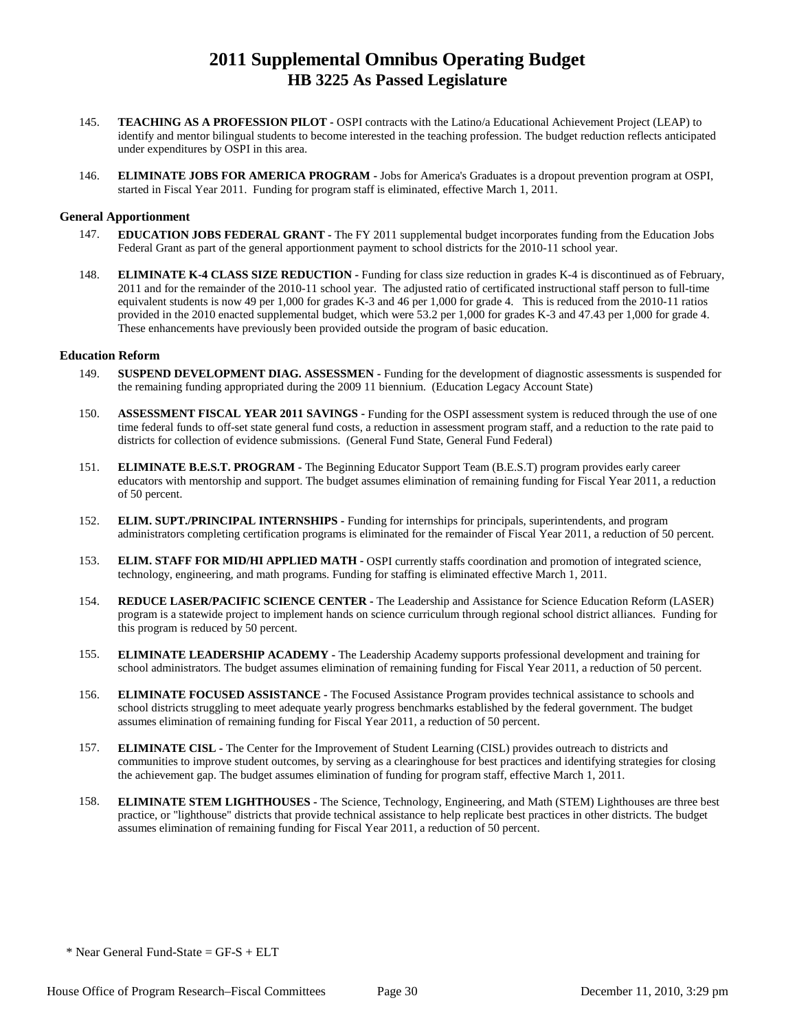# 2011 Supplemental Omnibus Operating Budget
## HB 3225 As Passed Legislature

145. **TEACHING AS A PROFESSION PILOT -** OSPI contracts with the Latino/a Educational Achievement Project (LEAP) to identify and mentor bilingual students to become interested in the teaching profession. The budget reduction reflects anticipated under expenditures by OSPI in this area.

146. **ELIMINATE JOBS FOR AMERICA PROGRAM -** Jobs for America's Graduates is a dropout prevention program at OSPI, started in Fiscal Year 2011. Funding for program staff is eliminated, effective March 1, 2011.

### General Apportionment

147. **EDUCATION JOBS FEDERAL GRANT -** The FY 2011 supplemental budget incorporates funding from the Education Jobs Federal Grant as part of the general apportionment payment to school districts for the 2010-11 school year.

148. **ELIMINATE K-4 CLASS SIZE REDUCTION -** Funding for class size reduction in grades K-4 is discontinued as of February, 2011 and for the remainder of the 2010-11 school year. The adjusted ratio of certificated instructional staff person to full-time equivalent students is now 49 per 1,000 for grades K-3 and 46 per 1,000 for grade 4. This is reduced from the 2010-11 ratios provided in the 2010 enacted supplemental budget, which were 53.2 per 1,000 for grades K-3 and 47.43 per 1,000 for grade 4. These enhancements have previously been provided outside the program of basic education.

### Education Reform

149. **SUSPEND DEVELOPMENT DIAG. ASSESSMEN -** Funding for the development of diagnostic assessments is suspended for the remaining funding appropriated during the 2009 11 biennium. (Education Legacy Account State)

150. **ASSESSMENT FISCAL YEAR 2011 SAVINGS -** Funding for the OSPI assessment system is reduced through the use of one time federal funds to off-set state general fund costs, a reduction in assessment program staff, and a reduction to the rate paid to districts for collection of evidence submissions. (General Fund State, General Fund Federal)

151. **ELIMINATE B.E.S.T. PROGRAM -** The Beginning Educator Support Team (B.E.S.T) program provides early career educators with mentorship and support. The budget assumes elimination of remaining funding for Fiscal Year 2011, a reduction of 50 percent.

152. **ELIM. SUPT./PRINCIPAL INTERNSHIPS -** Funding for internships for principals, superintendents, and program administrators completing certification programs is eliminated for the remainder of Fiscal Year 2011, a reduction of 50 percent.

153. **ELIM. STAFF FOR MID/HI APPLIED MATH -** OSPI currently staffs coordination and promotion of integrated science, technology, engineering, and math programs. Funding for staffing is eliminated effective March 1, 2011.

154. **REDUCE LASER/PACIFIC SCIENCE CENTER -** The Leadership and Assistance for Science Education Reform (LASER) program is a statewide project to implement hands on science curriculum through regional school district alliances. Funding for this program is reduced by 50 percent.

155. **ELIMINATE LEADERSHIP ACADEMY -** The Leadership Academy supports professional development and training for school administrators. The budget assumes elimination of remaining funding for Fiscal Year 2011, a reduction of 50 percent.

156. **ELIMINATE FOCUSED ASSISTANCE -** The Focused Assistance Program provides technical assistance to schools and school districts struggling to meet adequate yearly progress benchmarks established by the federal government. The budget assumes elimination of remaining funding for Fiscal Year 2011, a reduction of 50 percent.

157. **ELIMINATE CISL -** The Center for the Improvement of Student Learning (CISL) provides outreach to districts and communities to improve student outcomes, by serving as a clearinghouse for best practices and identifying strategies for closing the achievement gap. The budget assumes elimination of funding for program staff, effective March 1, 2011.

158. **ELIMINATE STEM LIGHTHOUSES -** The Science, Technology, Engineering, and Math (STEM) Lighthouses are three best practice, or "lighthouse" districts that provide technical assistance to help replicate best practices in other districts. The budget assumes elimination of remaining funding for Fiscal Year 2011, a reduction of 50 percent.

\* Near General Fund-State = GF-S + ELT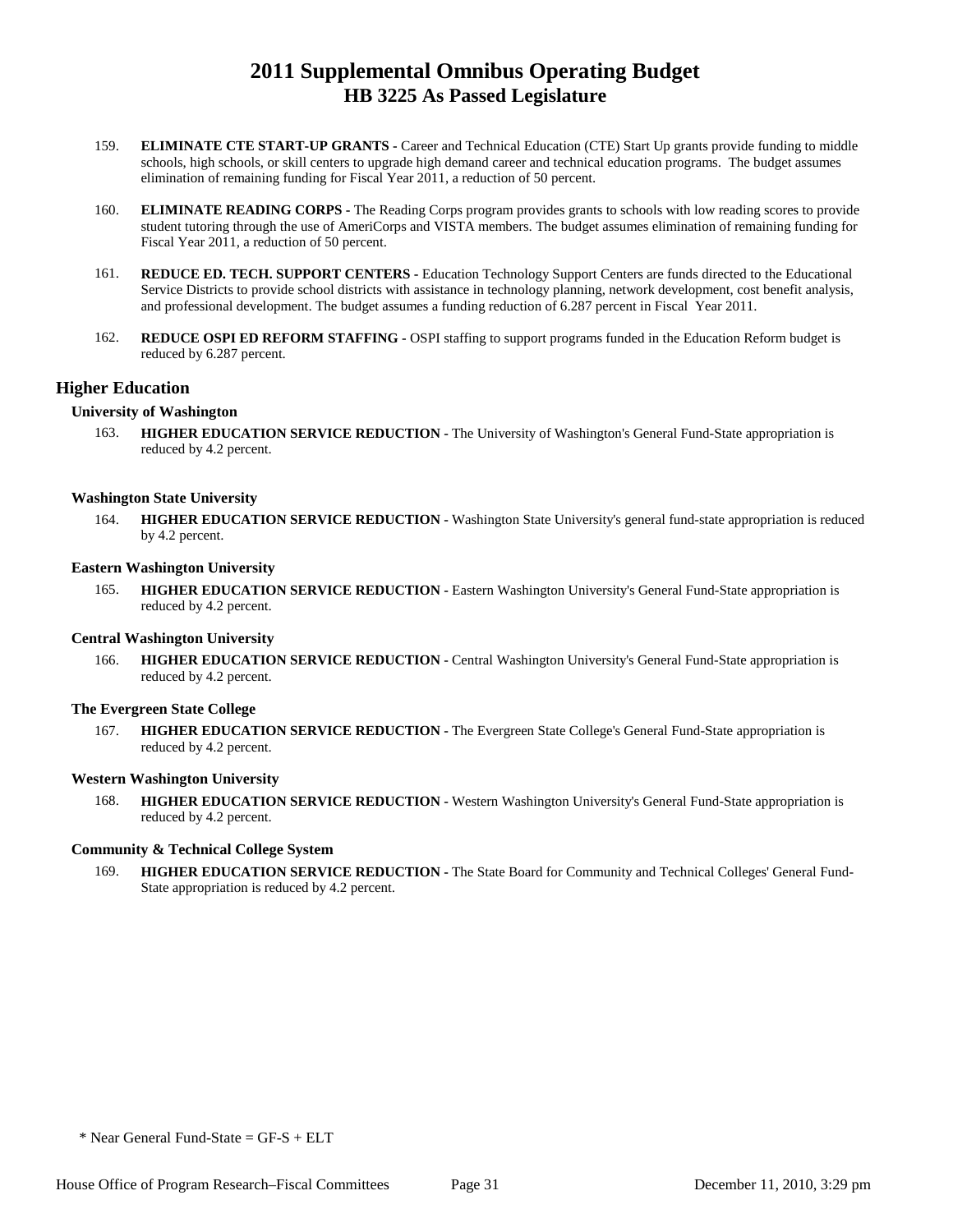159. **ELIMINATE CTE START-UP GRANTS -** Career and Technical Education (CTE) Start Up grants provide funding to middle schools, high schools, or skill centers to upgrade high demand career and technical education programs. The budget assumes elimination of remaining funding for Fiscal Year 2011, a reduction of 50 percent.

160. **ELIMINATE READING CORPS -** The Reading Corps program provides grants to schools with low reading scores to provide student tutoring through the use of AmeriCorps and VISTA members. The budget assumes elimination of remaining funding for Fiscal Year 2011, a reduction of 50 percent.

161. **REDUCE ED. TECH. SUPPORT CENTERS -** Education Technology Support Centers are funds directed to the Educational Service Districts to provide school districts with assistance in technology planning, network development, cost benefit analysis, and professional development. The budget assumes a funding reduction of 6.287 percent in Fiscal Year 2011.

162. **REDUCE OSPI ED REFORM STAFFING -** OSPI staffing to support programs funded in the Education Reform budget is reduced by 6.287 percent.

## Higher Education

### University of Washington

163. **HIGHER EDUCATION SERVICE REDUCTION -** The University of Washington's General Fund-State appropriation is reduced by 4.2 percent.

### Washington State University

164. **HIGHER EDUCATION SERVICE REDUCTION -** Washington State University's general fund-state appropriation is reduced by 4.2 percent.

### Eastern Washington University

165. **HIGHER EDUCATION SERVICE REDUCTION -** Eastern Washington University's General Fund-State appropriation is reduced by 4.2 percent.

### Central Washington University

166. **HIGHER EDUCATION SERVICE REDUCTION -** Central Washington University's General Fund-State appropriation is reduced by 4.2 percent.

### The Evergreen State College

167. **HIGHER EDUCATION SERVICE REDUCTION -** The Evergreen State College's General Fund-State appropriation is reduced by 4.2 percent.

### Western Washington University

168. **HIGHER EDUCATION SERVICE REDUCTION -** Western Washington University's General Fund-State appropriation is reduced by 4.2 percent.

### Community & Technical College System

169. **HIGHER EDUCATION SERVICE REDUCTION -** The State Board for Community and Technical Colleges' General Fund-State appropriation is reduced by 4.2 percent.

\* Near General Fund-State = GF-S + ELT